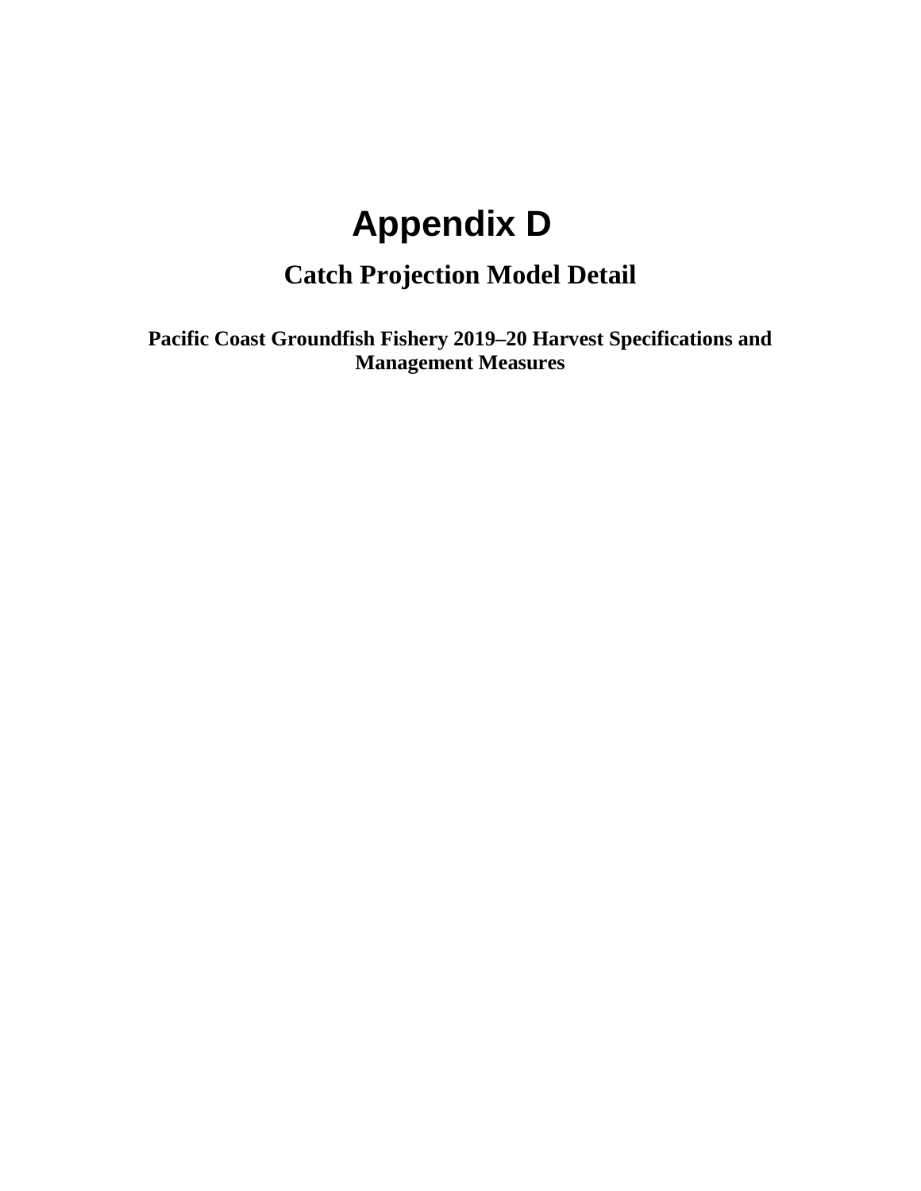# Appendix D

## Catch Projection Model Detail

**Pacific Coast Groundfish Fishery 2019–20 Harvest Specifications and Management Measures**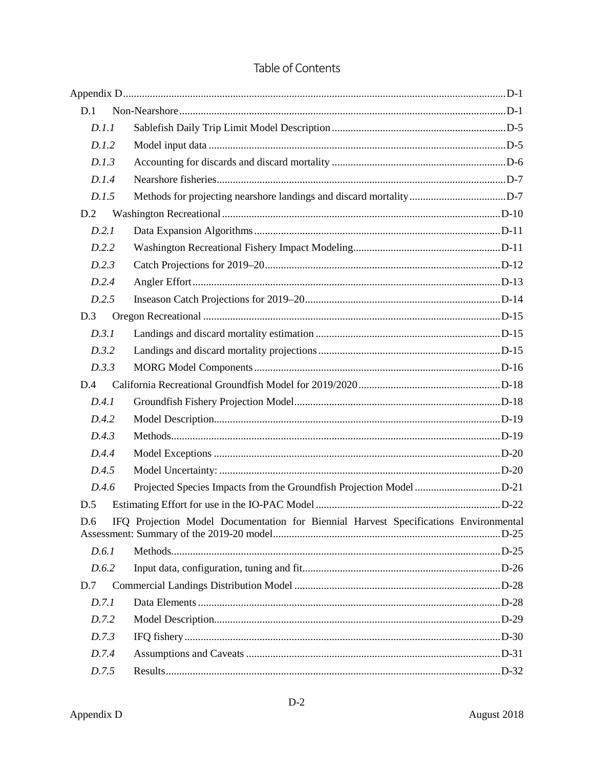# Table of Contents

Appendix D .......... D-1

- D.1 Non-Nearshore .......... D-1
  - *D.1.1* Sablefish Daily Trip Limit Model Description .......... D-5
  - *D.1.2* Model input data .......... D-5
  - *D.1.3* Accounting for discards and discard mortality .......... D-6
  - *D.1.4* Nearshore fisheries .......... D-7
  - *D.1.5* Methods for projecting nearshore landings and discard mortality .......... D-7
- D.2 Washington Recreational .......... D-10
  - *D.2.1* Data Expansion Algorithms .......... D-11
  - *D.2.2* Washington Recreational Fishery Impact Modeling .......... D-11
  - *D.2.3* Catch Projections for 2019–20 .......... D-12
  - *D.2.4* Angler Effort .......... D-13
  - *D.2.5* Inseason Catch Projections for 2019–20 .......... D-14
- D.3 Oregon Recreational .......... D-15
  - *D.3.1* Landings and discard mortality estimation .......... D-15
  - *D.3.2* Landings and discard mortality projections .......... D-15
  - *D.3.3* MORG Model Components .......... D-16
- D.4 California Recreational Groundfish Model for 2019/2020 .......... D-18
  - *D.4.1* Groundfish Fishery Projection Model .......... D-18
  - *D.4.2* Model Description .......... D-19
  - *D.4.3* Methods .......... D-19
  - *D.4.4* Model Exceptions .......... D-20
  - *D.4.5* Model Uncertainty: .......... D-20
  - *D.4.6* Projected Species Impacts from the Groundfish Projection Model .......... D-21
- D.5 Estimating Effort for use in the IO-PAC Model .......... D-22
- D.6 IFQ Projection Model Documentation for Biennial Harvest Specifications Environmental Assessment: Summary of the 2019-20 model .......... D-25
  - *D.6.1* Methods .......... D-25
  - *D.6.2* Input data, configuration, tuning and fit .......... D-26
- D.7 Commercial Landings Distribution Model .......... D-28
  - *D.7.1* Data Elements .......... D-28
  - *D.7.2* Model Description .......... D-29
  - *D.7.3* IFQ fishery .......... D-30
  - *D.7.4* Assumptions and Caveats .......... D-31
  - *D.7.5* Results .......... D-32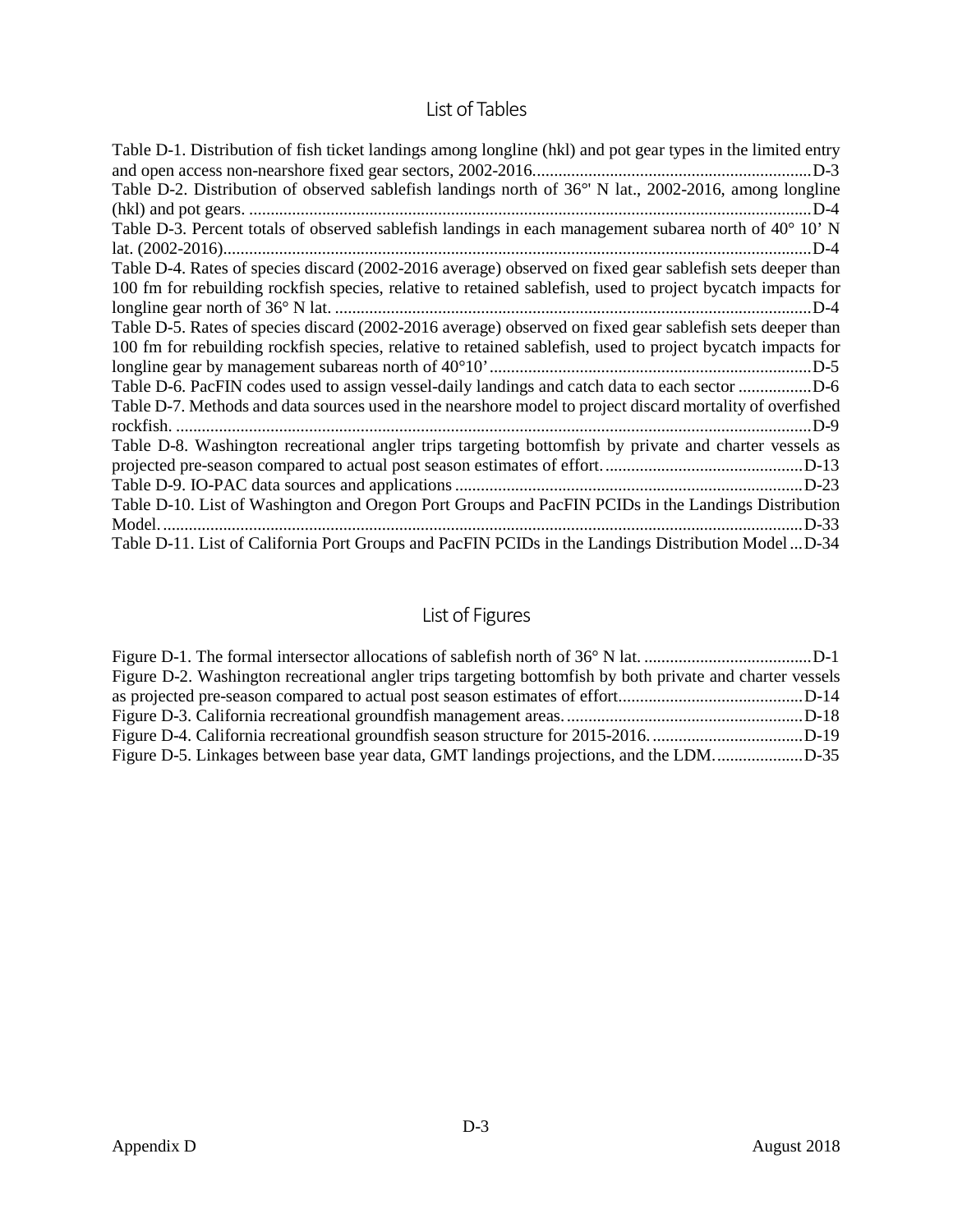# List of Tables

Table D-1. Distribution of fish ticket landings among longline (hkl) and pot gear types in the limited entry and open access non-nearshore fixed gear sectors, 2002-2016................................................................D-3

Table D-2. Distribution of observed sablefish landings north of 36°' N lat., 2002-2016, among longline (hkl) and pot gears. ..................................................................................................................................D-4

Table D-3. Percent totals of observed sablefish landings in each management subarea north of 40° 10' N lat. (2002-2016)........................................................................................................................................D-4

Table D-4. Rates of species discard (2002-2016 average) observed on fixed gear sablefish sets deeper than 100 fm for rebuilding rockfish species, relative to retained sablefish, used to project bycatch impacts for longline gear north of 36° N lat. ..............................................................................................................D-4

Table D-5. Rates of species discard (2002-2016 average) observed on fixed gear sablefish sets deeper than 100 fm for rebuilding rockfish species, relative to retained sablefish, used to project bycatch impacts for longline gear by management subareas north of 40°10' ...........................................................................D-5

Table D-6. PacFIN codes used to assign vessel-daily landings and catch data to each sector .................D-6

Table D-7. Methods and data sources used in the nearshore model to project discard mortality of overfished rockfish. ...................................................................................................................................................D-9

Table D-8. Washington recreational angler trips targeting bottomfish by private and charter vessels as projected pre-season compared to actual post season estimates of effort. ..............................................D-13

Table D-9. IO-PAC data sources and applications ..................................................................................D-23

Table D-10. List of Washington and Oregon Port Groups and PacFIN PCIDs in the Landings Distribution Model. ......................................................................................................................................................D-33

Table D-11. List of California Port Groups and PacFIN PCIDs in the Landings Distribution Model ...D-34

# List of Figures

Figure D-1. The formal intersector allocations of sablefish north of 36° N lat. .......................................D-1

Figure D-2. Washington recreational angler trips targeting bottomfish by both private and charter vessels as projected pre-season compared to actual post season estimates of effort...........................................D-14

Figure D-3. California recreational groundfish management areas. .......................................................D-18

Figure D-4. California recreational groundfish season structure for 2015-2016. ...................................D-19

Figure D-5. Linkages between base year data, GMT landings projections, and the LDM. ....................D-35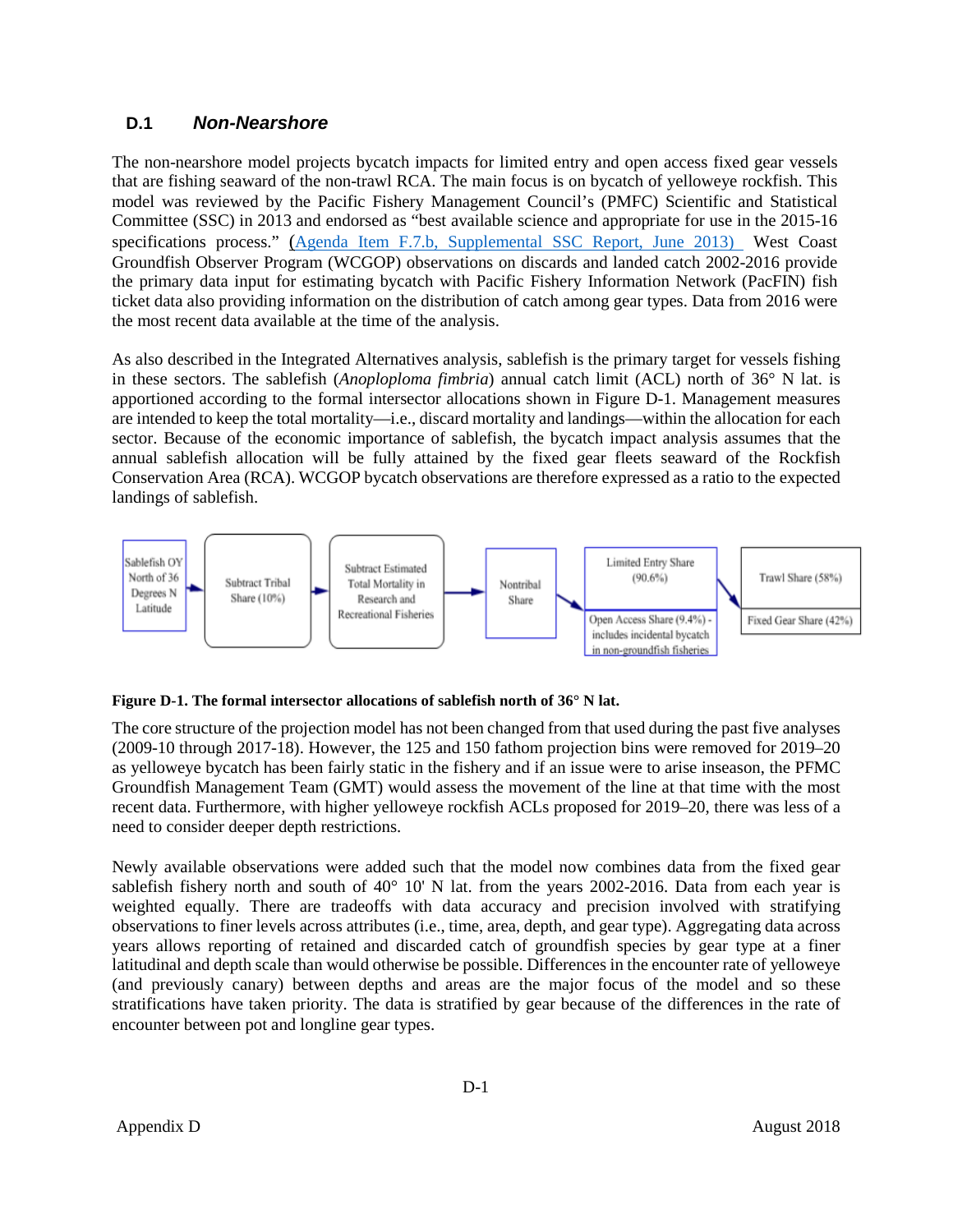## D.1 *Non-Nearshore*

The non-nearshore model projects bycatch impacts for limited entry and open access fixed gear vessels that are fishing seaward of the non-trawl RCA. The main focus is on bycatch of yelloweye rockfish. This model was reviewed by the Pacific Fishery Management Council's (PMFC) Scientific and Statistical Committee (SSC) in 2013 and endorsed as "best available science and appropriate for use in the 2015-16 specifications process." (Agenda Item F.7.b, Supplemental SSC Report, June 2013) West Coast Groundfish Observer Program (WCGOP) observations on discards and landed catch 2002-2016 provide the primary data input for estimating bycatch with Pacific Fishery Information Network (PacFIN) fish ticket data also providing information on the distribution of catch among gear types. Data from 2016 were the most recent data available at the time of the analysis.

As also described in the Integrated Alternatives analysis, sablefish is the primary target for vessels fishing in these sectors. The sablefish (*Anoplopoma fimbria*) annual catch limit (ACL) north of 36° N lat. is apportioned according to the formal intersector allocations shown in Figure D-1. Management measures are intended to keep the total mortality—i.e., discard mortality and landings—within the allocation for each sector. Because of the economic importance of sablefish, the bycatch impact analysis assumes that the annual sablefish allocation will be fully attained by the fixed gear fleets seaward of the Rockfish Conservation Area (RCA). WCGOP bycatch observations are therefore expressed as a ratio to the expected landings of sablefish.

Sablefish OY North of 36 Degrees N Latitude → Subtract Tribal Share (10%) → Subtract Estimated Total Mortality in Research and Recreational Fisheries → Nontribal Share → Limited Entry Share (90.6%) → Trawl Share (58%) / Fixed Gear Share (42%); Open Access Share (9.4%) - includes incidental bycatch in non-groundfish fisheries

**Figure D-1. The formal intersector allocations of sablefish north of 36° N lat.**

The core structure of the projection model has not been changed from that used during the past five analyses (2009-10 through 2017-18). However, the 125 and 150 fathom projection bins were removed for 2019–20 as yelloweye bycatch has been fairly static in the fishery and if an issue were to arise inseason, the PFMC Groundfish Management Team (GMT) would assess the movement of the line at that time with the most recent data. Furthermore, with higher yelloweye rockfish ACLs proposed for 2019–20, there was less of a need to consider deeper depth restrictions.

Newly available observations were added such that the model now combines data from the fixed gear sablefish fishery north and south of 40° 10' N lat. from the years 2002-2016. Data from each year is weighted equally. There are tradeoffs with data accuracy and precision involved with stratifying observations to finer levels across attributes (i.e., time, area, depth, and gear type). Aggregating data across years allows reporting of retained and discarded catch of groundfish species by gear type at a finer latitudinal and depth scale than would otherwise be possible. Differences in the encounter rate of yelloweye (and previously canary) between depths and areas are the major focus of the model and so these stratifications have taken priority. The data is stratified by gear because of the differences in the rate of encounter between pot and longline gear types.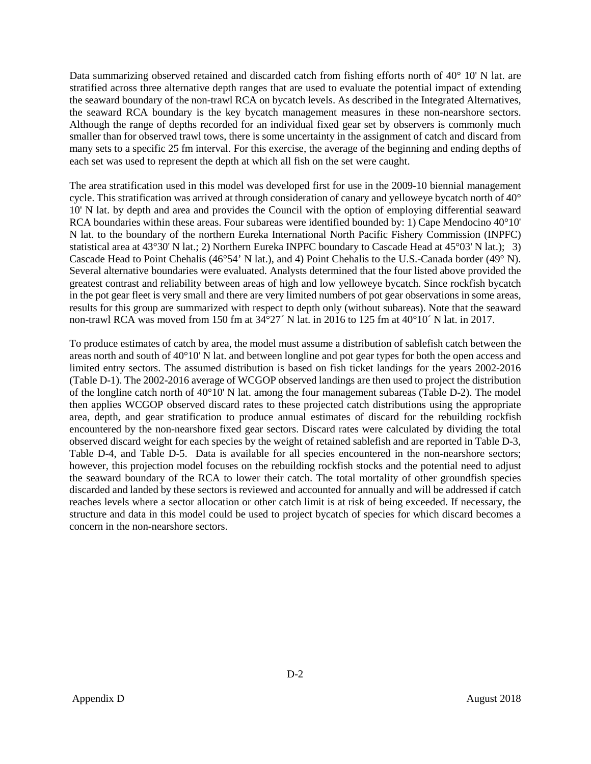Data summarizing observed retained and discarded catch from fishing efforts north of 40° 10' N lat. are stratified across three alternative depth ranges that are used to evaluate the potential impact of extending the seaward boundary of the non-trawl RCA on bycatch levels. As described in the Integrated Alternatives, the seaward RCA boundary is the key bycatch management measures in these non-nearshore sectors. Although the range of depths recorded for an individual fixed gear set by observers is commonly much smaller than for observed trawl tows, there is some uncertainty in the assignment of catch and discard from many sets to a specific 25 fm interval. For this exercise, the average of the beginning and ending depths of each set was used to represent the depth at which all fish on the set were caught.

The area stratification used in this model was developed first for use in the 2009-10 biennial management cycle. This stratification was arrived at through consideration of canary and yelloweye bycatch north of 40° 10' N lat. by depth and area and provides the Council with the option of employing differential seaward RCA boundaries within these areas. Four subareas were identified bounded by: 1) Cape Mendocino 40°10' N lat. to the boundary of the northern Eureka International North Pacific Fishery Commission (INPFC) statistical area at 43°30' N lat.; 2) Northern Eureka INPFC boundary to Cascade Head at 45°03' N lat.); 3) Cascade Head to Point Chehalis (46°54' N lat.), and 4) Point Chehalis to the U.S.-Canada border (49° N). Several alternative boundaries were evaluated. Analysts determined that the four listed above provided the greatest contrast and reliability between areas of high and low yelloweye bycatch. Since rockfish bycatch in the pot gear fleet is very small and there are very limited numbers of pot gear observations in some areas, results for this group are summarized with respect to depth only (without subareas). Note that the seaward non-trawl RCA was moved from 150 fm at 34°27´ N lat. in 2016 to 125 fm at 40°10´ N lat. in 2017.

To produce estimates of catch by area, the model must assume a distribution of sablefish catch between the areas north and south of 40°10' N lat. and between longline and pot gear types for both the open access and limited entry sectors. The assumed distribution is based on fish ticket landings for the years 2002-2016 (Table D-1). The 2002-2016 average of WCGOP observed landings are then used to project the distribution of the longline catch north of 40°10' N lat. among the four management subareas (Table D-2). The model then applies WCGOP observed discard rates to these projected catch distributions using the appropriate area, depth, and gear stratification to produce annual estimates of discard for the rebuilding rockfish encountered by the non-nearshore fixed gear sectors. Discard rates were calculated by dividing the total observed discard weight for each species by the weight of retained sablefish and are reported in Table D-3, Table D-4, and Table D-5. Data is available for all species encountered in the non-nearshore sectors; however, this projection model focuses on the rebuilding rockfish stocks and the potential need to adjust the seaward boundary of the RCA to lower their catch. The total mortality of other groundfish species discarded and landed by these sectors is reviewed and accounted for annually and will be addressed if catch reaches levels where a sector allocation or other catch limit is at risk of being exceeded. If necessary, the structure and data in this model could be used to project bycatch of species for which discard becomes a concern in the non-nearshore sectors.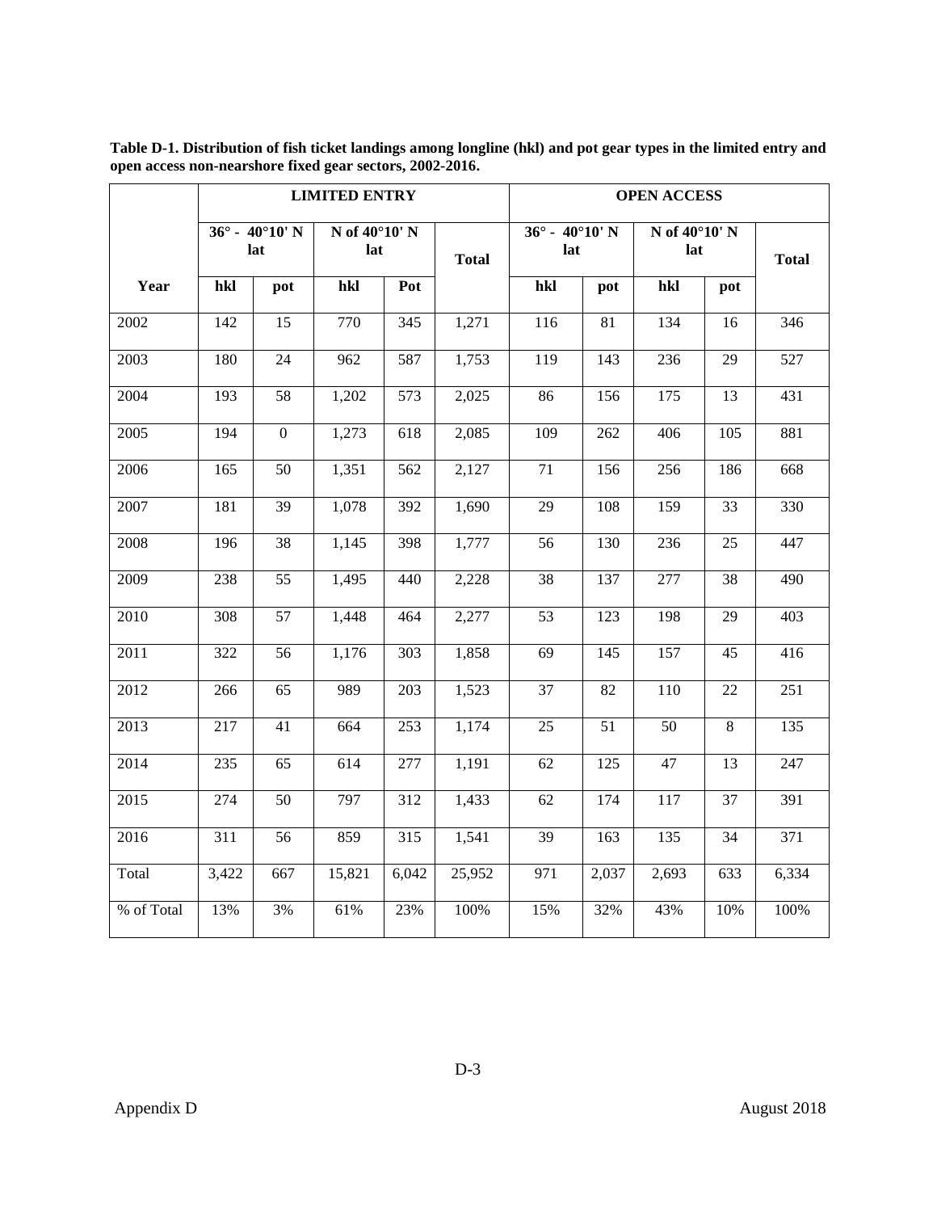**Table D-1. Distribution of fish ticket landings among longline (hkl) and pot gear types in the limited entry and open access non-nearshore fixed gear sectors, 2002-2016.**

| | LIMITED ENTRY | | | | | OPEN ACCESS | | | | |
|---|---|---|---|---|---|---|---|---|---|---|
| | 36° - 40°10' N lat | | N of 40°10' N lat | | Total | 36° - 40°10' N lat | | N of 40°10' N lat | | Total |
| Year | hkl | pot | hkl | Pot | | hkl | pot | hkl | pot | |
| 2002 | 142 | 15 | 770 | 345 | 1,271 | 116 | 81 | 134 | 16 | 346 |
| 2003 | 180 | 24 | 962 | 587 | 1,753 | 119 | 143 | 236 | 29 | 527 |
| 2004 | 193 | 58 | 1,202 | 573 | 2,025 | 86 | 156 | 175 | 13 | 431 |
| 2005 | 194 | 0 | 1,273 | 618 | 2,085 | 109 | 262 | 406 | 105 | 881 |
| 2006 | 165 | 50 | 1,351 | 562 | 2,127 | 71 | 156 | 256 | 186 | 668 |
| 2007 | 181 | 39 | 1,078 | 392 | 1,690 | 29 | 108 | 159 | 33 | 330 |
| 2008 | 196 | 38 | 1,145 | 398 | 1,777 | 56 | 130 | 236 | 25 | 447 |
| 2009 | 238 | 55 | 1,495 | 440 | 2,228 | 38 | 137 | 277 | 38 | 490 |
| 2010 | 308 | 57 | 1,448 | 464 | 2,277 | 53 | 123 | 198 | 29 | 403 |
| 2011 | 322 | 56 | 1,176 | 303 | 1,858 | 69 | 145 | 157 | 45 | 416 |
| 2012 | 266 | 65 | 989 | 203 | 1,523 | 37 | 82 | 110 | 22 | 251 |
| 2013 | 217 | 41 | 664 | 253 | 1,174 | 25 | 51 | 50 | 8 | 135 |
| 2014 | 235 | 65 | 614 | 277 | 1,191 | 62 | 125 | 47 | 13 | 247 |
| 2015 | 274 | 50 | 797 | 312 | 1,433 | 62 | 174 | 117 | 37 | 391 |
| 2016 | 311 | 56 | 859 | 315 | 1,541 | 39 | 163 | 135 | 34 | 371 |
| Total | 3,422 | 667 | 15,821 | 6,042 | 25,952 | 971 | 2,037 | 2,693 | 633 | 6,334 |
| % of Total | 13% | 3% | 61% | 23% | 100% | 15% | 32% | 43% | 10% | 100% |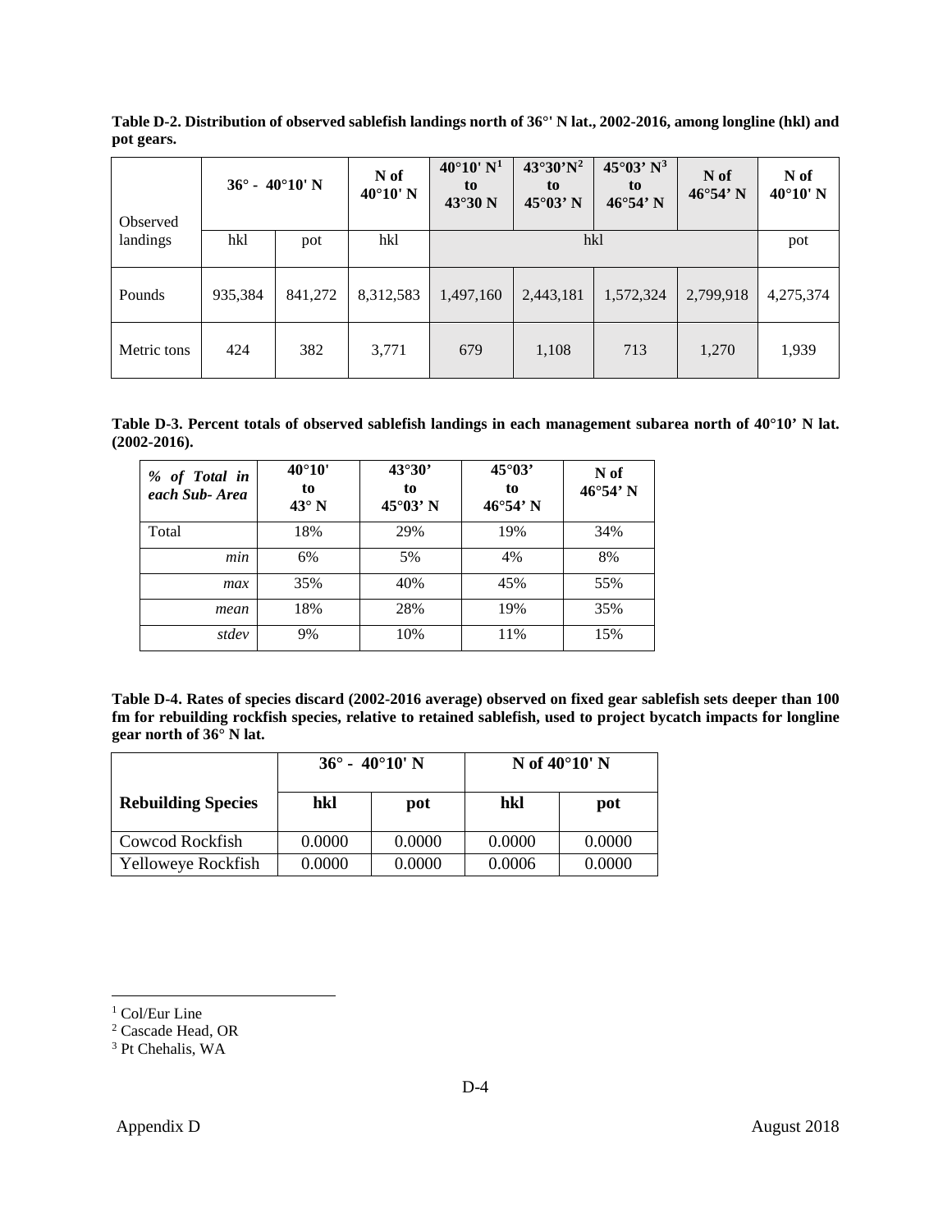**Table D-2. Distribution of observed sablefish landings north of 36°' N lat., 2002-2016, among longline (hkl) and pot gears.**

| Observed landings | 36° - 40°10' N | | N of 40°10' N | 40°10' N[1] to 43°30 N | 43°30'N[2] to 45°03' N | 45°03' N[3] to 46°54' N | N of 46°54' N | N of 40°10' N |
|---|---|---|---|---|---|---|---|---|
| | hkl | pot | hkl | hkl | | | | pot |
| Pounds | 935,384 | 841,272 | 8,312,583 | 1,497,160 | 2,443,181 | 1,572,324 | 2,799,918 | 4,275,374 |
| Metric tons | 424 | 382 | 3,771 | 679 | 1,108 | 713 | 1,270 | 1,939 |

**Table D-3. Percent totals of observed sablefish landings in each management subarea north of 40°10' N lat. (2002-2016).**

| *% of Total in each Sub- Area* | 40°10' to 43° N | 43°30' to 45°03' N | 45°03' to 46°54' N | N of 46°54' N |
|---|---|---|---|---|
| Total | 18% | 29% | 19% | 34% |
| *min* | 6% | 5% | 4% | 8% |
| *max* | 35% | 40% | 45% | 55% |
| *mean* | 18% | 28% | 19% | 35% |
| *stdev* | 9% | 10% | 11% | 15% |

**Table D-4. Rates of species discard (2002-2016 average) observed on fixed gear sablefish sets deeper than 100 fm for rebuilding rockfish species, relative to retained sablefish, used to project bycatch impacts for longline gear north of 36° N lat.**

| | 36° - 40°10' N | | N of 40°10' N | |
|---|---|---|---|---|
| **Rebuilding Species** | **hkl** | **pot** | **hkl** | **pot** |
| Cowcod Rockfish | 0.0000 | 0.0000 | 0.0000 | 0.0000 |
| Yelloweye Rockfish | 0.0000 | 0.0000 | 0.0006 | 0.0000 |

[1] Col/Eur Line
[2] Cascade Head, OR
[3] Pt Chehalis, WA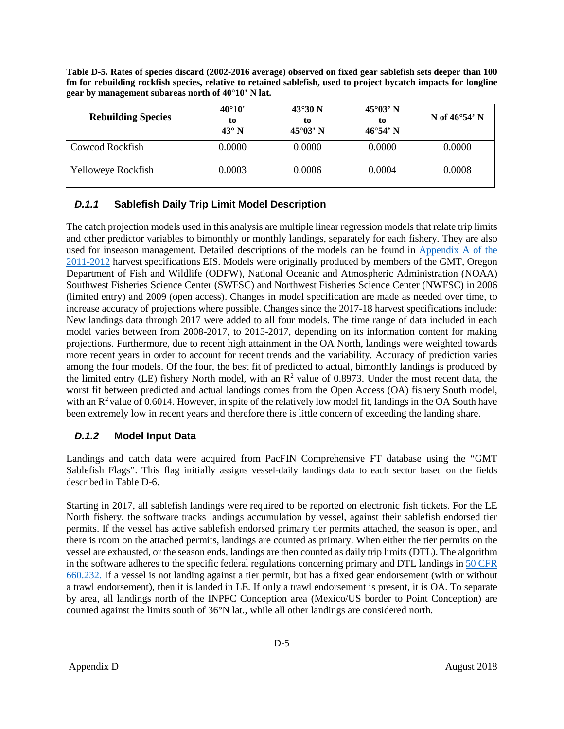**Table D-5. Rates of species discard (2002-2016 average) observed on fixed gear sablefish sets deeper than 100 fm for rebuilding rockfish species, relative to retained sablefish, used to project bycatch impacts for longline gear by management subareas north of 40°10' N lat.**

| Rebuilding Species | 40°10' to 43° N | 43°30 N to 45°03' N | 45°03' N to 46°54' N | N of 46°54' N |
|---|---|---|---|---|
| Cowcod Rockfish | 0.0000 | 0.0000 | 0.0000 | 0.0000 |
| Yelloweye Rockfish | 0.0003 | 0.0006 | 0.0004 | 0.0008 |

### *D.1.1* Sablefish Daily Trip Limit Model Description

The catch projection models used in this analysis are multiple linear regression models that relate trip limits and other predictor variables to bimonthly or monthly landings, separately for each fishery. They are also used for inseason management. Detailed descriptions of the models can be found in Appendix A of the 2011-2012 harvest specifications EIS. Models were originally produced by members of the GMT, Oregon Department of Fish and Wildlife (ODFW), National Oceanic and Atmospheric Administration (NOAA) Southwest Fisheries Science Center (SWFSC) and Northwest Fisheries Science Center (NWFSC) in 2006 (limited entry) and 2009 (open access). Changes in model specification are made as needed over time, to increase accuracy of projections where possible. Changes since the 2017-18 harvest specifications include: New landings data through 2017 were added to all four models. The time range of data included in each model varies between from 2008-2017, to 2015-2017, depending on its information content for making projections. Furthermore, due to recent high attainment in the OA North, landings were weighted towards more recent years in order to account for recent trends and the variability. Accuracy of prediction varies among the four models. Of the four, the best fit of predicted to actual, bimonthly landings is produced by the limited entry (LE) fishery North model, with an $R^2$ value of 0.8973. Under the most recent data, the worst fit between predicted and actual landings comes from the Open Access (OA) fishery South model, with an $R^2$ value of 0.6014. However, in spite of the relatively low model fit, landings in the OA South have been extremely low in recent years and therefore there is little concern of exceeding the landing share.

### *D.1.2* Model Input Data

Landings and catch data were acquired from PacFIN Comprehensive FT database using the "GMT Sablefish Flags". This flag initially assigns vessel-daily landings data to each sector based on the fields described in Table D-6.

Starting in 2017, all sablefish landings were required to be reported on electronic fish tickets. For the LE North fishery, the software tracks landings accumulation by vessel, against their sablefish endorsed tier permits. If the vessel has active sablefish endorsed primary tier permits attached, the season is open, and there is room on the attached permits, landings are counted as primary. When either the tier permits on the vessel are exhausted, or the season ends, landings are then counted as daily trip limits (DTL). The algorithm in the software adheres to the specific federal regulations concerning primary and DTL landings in 50 CFR 660.232. If a vessel is not landing against a tier permit, but has a fixed gear endorsement (with or without a trawl endorsement), then it is landed in LE. If only a trawl endorsement is present, it is OA. To separate by area, all landings north of the INPFC Conception area (Mexico/US border to Point Conception) are counted against the limits south of 36°N lat., while all other landings are considered north.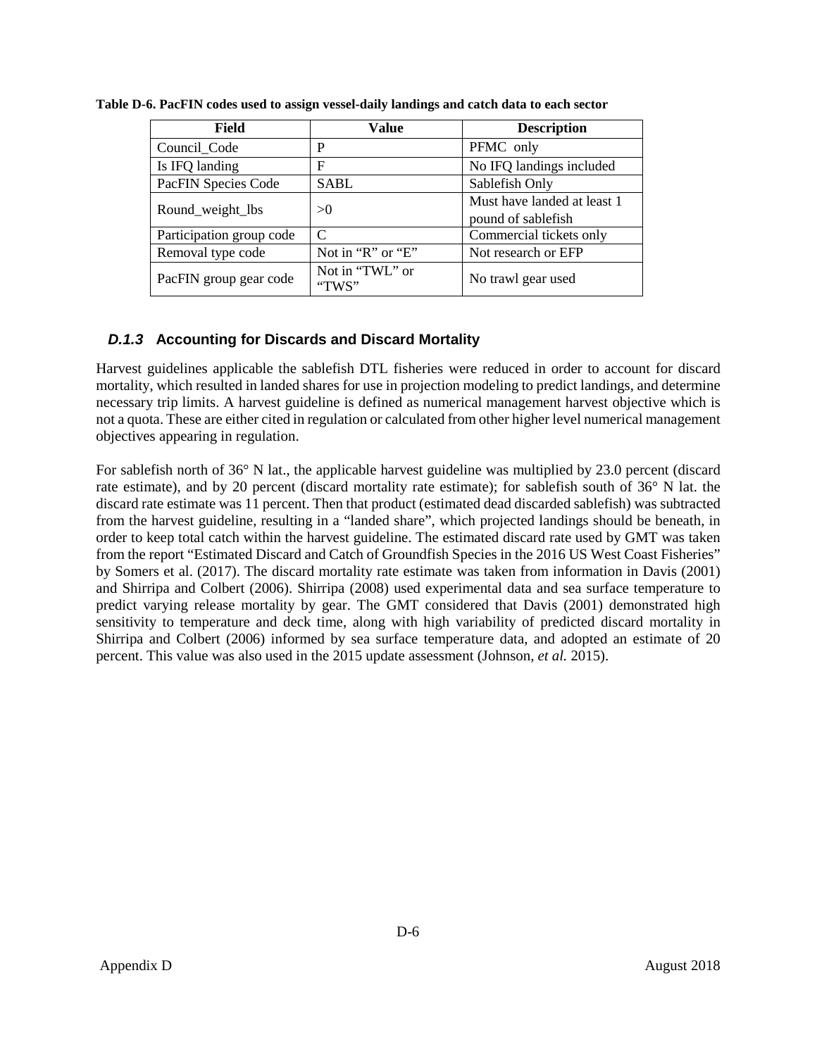**Table D-6. PacFIN codes used to assign vessel-daily landings and catch data to each sector**

| Field | Value | Description |
|---|---|---|
| Council_Code | P | PFMC only |
| Is IFQ landing | F | No IFQ landings included |
| PacFIN Species Code | SABL | Sablefish Only |
| Round_weight_lbs | >0 | Must have landed at least 1 pound of sablefish |
| Participation group code | C | Commercial tickets only |
| Removal type code | Not in "R" or "E" | Not research or EFP |
| PacFIN group gear code | Not in "TWL" or "TWS" | No trawl gear used |

### *D.1.3* Accounting for Discards and Discard Mortality

Harvest guidelines applicable the sablefish DTL fisheries were reduced in order to account for discard mortality, which resulted in landed shares for use in projection modeling to predict landings, and determine necessary trip limits. A harvest guideline is defined as numerical management harvest objective which is not a quota. These are either cited in regulation or calculated from other higher level numerical management objectives appearing in regulation.

For sablefish north of 36° N lat., the applicable harvest guideline was multiplied by 23.0 percent (discard rate estimate), and by 20 percent (discard mortality rate estimate); for sablefish south of 36° N lat. the discard rate estimate was 11 percent. Then that product (estimated dead discarded sablefish) was subtracted from the harvest guideline, resulting in a "landed share", which projected landings should be beneath, in order to keep total catch within the harvest guideline. The estimated discard rate used by GMT was taken from the report "Estimated Discard and Catch of Groundfish Species in the 2016 US West Coast Fisheries" by Somers et al. (2017). The discard mortality rate estimate was taken from information in Davis (2001) and Shirripa and Colbert (2006). Shirripa (2008) used experimental data and sea surface temperature to predict varying release mortality by gear. The GMT considered that Davis (2001) demonstrated high sensitivity to temperature and deck time, along with high variability of predicted discard mortality in Shirripa and Colbert (2006) informed by sea surface temperature data, and adopted an estimate of 20 percent. This value was also used in the 2015 update assessment (Johnson, *et al.* 2015).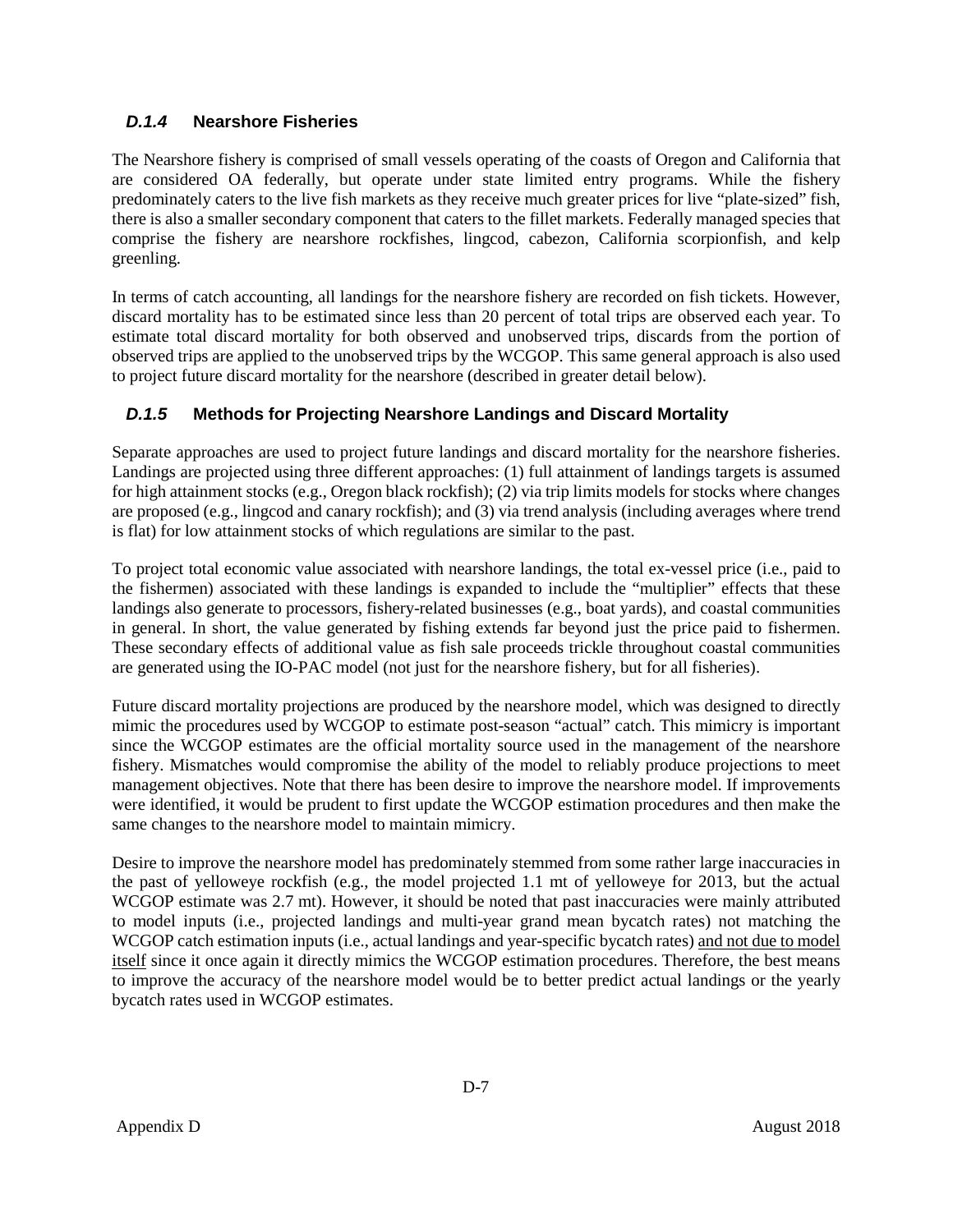### *D.1.4* Nearshore Fisheries

The Nearshore fishery is comprised of small vessels operating of the coasts of Oregon and California that are considered OA federally, but operate under state limited entry programs. While the fishery predominately caters to the live fish markets as they receive much greater prices for live "plate-sized" fish, there is also a smaller secondary component that caters to the fillet markets. Federally managed species that comprise the fishery are nearshore rockfishes, lingcod, cabezon, California scorpionfish, and kelp greenling.

In terms of catch accounting, all landings for the nearshore fishery are recorded on fish tickets. However, discard mortality has to be estimated since less than 20 percent of total trips are observed each year. To estimate total discard mortality for both observed and unobserved trips, discards from the portion of observed trips are applied to the unobserved trips by the WCGOP. This same general approach is also used to project future discard mortality for the nearshore (described in greater detail below).

### *D.1.5* Methods for Projecting Nearshore Landings and Discard Mortality

Separate approaches are used to project future landings and discard mortality for the nearshore fisheries. Landings are projected using three different approaches: (1) full attainment of landings targets is assumed for high attainment stocks (e.g., Oregon black rockfish); (2) via trip limits models for stocks where changes are proposed (e.g., lingcod and canary rockfish); and (3) via trend analysis (including averages where trend is flat) for low attainment stocks of which regulations are similar to the past.

To project total economic value associated with nearshore landings, the total ex-vessel price (i.e., paid to the fishermen) associated with these landings is expanded to include the "multiplier" effects that these landings also generate to processors, fishery-related businesses (e.g., boat yards), and coastal communities in general. In short, the value generated by fishing extends far beyond just the price paid to fishermen. These secondary effects of additional value as fish sale proceeds trickle throughout coastal communities are generated using the IO-PAC model (not just for the nearshore fishery, but for all fisheries).

Future discard mortality projections are produced by the nearshore model, which was designed to directly mimic the procedures used by WCGOP to estimate post-season "actual" catch. This mimicry is important since the WCGOP estimates are the official mortality source used in the management of the nearshore fishery. Mismatches would compromise the ability of the model to reliably produce projections to meet management objectives. Note that there has been desire to improve the nearshore model. If improvements were identified, it would be prudent to first update the WCGOP estimation procedures and then make the same changes to the nearshore model to maintain mimicry.

Desire to improve the nearshore model has predominately stemmed from some rather large inaccuracies in the past of yelloweye rockfish (e.g., the model projected 1.1 mt of yelloweye for 2013, but the actual WCGOP estimate was 2.7 mt). However, it should be noted that past inaccuracies were mainly attributed to model inputs (i.e., projected landings and multi-year grand mean bycatch rates) not matching the WCGOP catch estimation inputs (i.e., actual landings and year-specific bycatch rates) <u>and not due to model itself</u> since it once again it directly mimics the WCGOP estimation procedures. Therefore, the best means to improve the accuracy of the nearshore model would be to better predict actual landings or the yearly bycatch rates used in WCGOP estimates.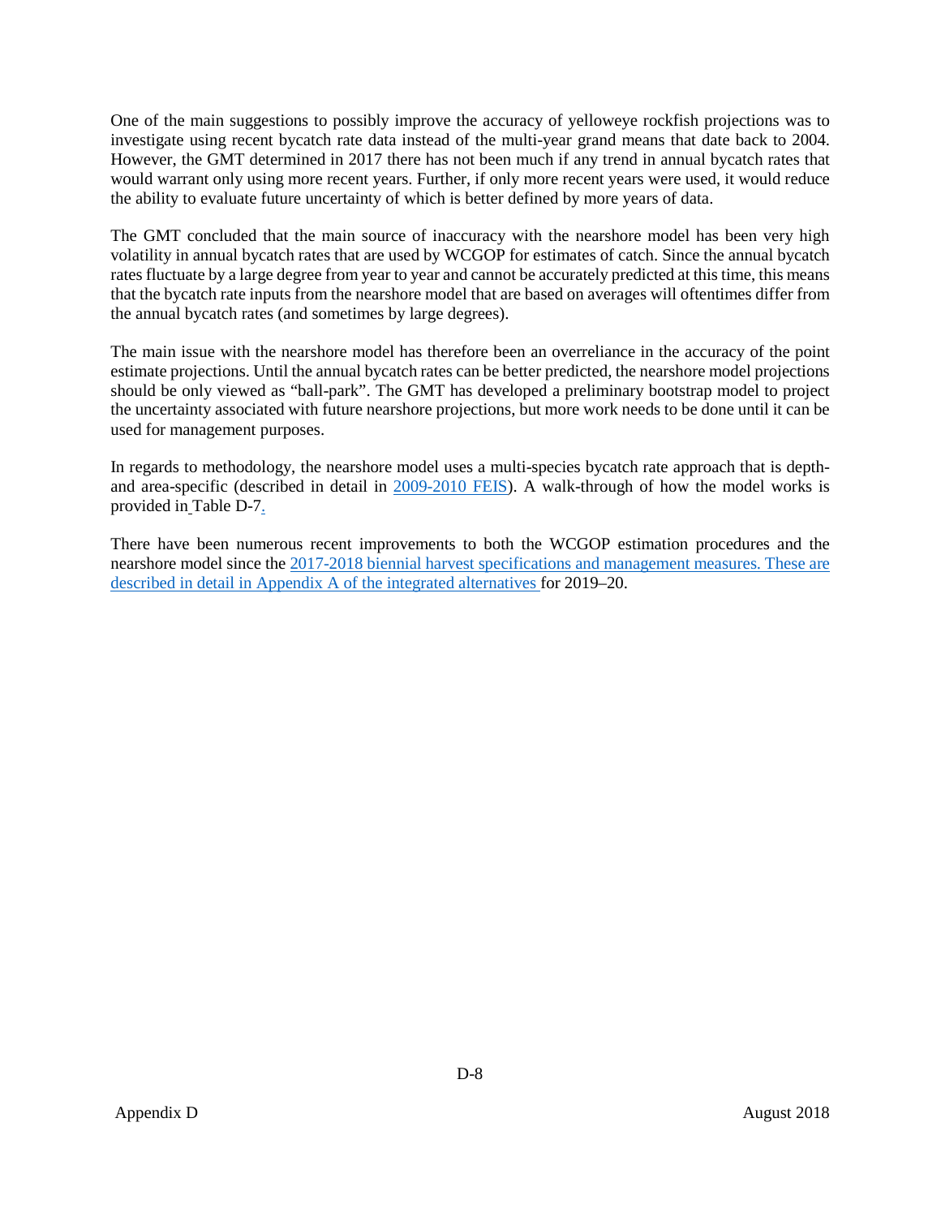One of the main suggestions to possibly improve the accuracy of yelloweye rockfish projections was to investigate using recent bycatch rate data instead of the multi-year grand means that date back to 2004. However, the GMT determined in 2017 there has not been much if any trend in annual bycatch rates that would warrant only using more recent years. Further, if only more recent years were used, it would reduce the ability to evaluate future uncertainty of which is better defined by more years of data.

The GMT concluded that the main source of inaccuracy with the nearshore model has been very high volatility in annual bycatch rates that are used by WCGOP for estimates of catch. Since the annual bycatch rates fluctuate by a large degree from year to year and cannot be accurately predicted at this time, this means that the bycatch rate inputs from the nearshore model that are based on averages will oftentimes differ from the annual bycatch rates (and sometimes by large degrees).

The main issue with the nearshore model has therefore been an overreliance in the accuracy of the point estimate projections. Until the annual bycatch rates can be better predicted, the nearshore model projections should be only viewed as "ball-park". The GMT has developed a preliminary bootstrap model to project the uncertainty associated with future nearshore projections, but more work needs to be done until it can be used for management purposes.

In regards to methodology, the nearshore model uses a multi-species bycatch rate approach that is depth- and area-specific (described in detail in 2009-2010 FEIS). A walk-through of how the model works is provided in Table D-7.

There have been numerous recent improvements to both the WCGOP estimation procedures and the nearshore model since the 2017-2018 biennial harvest specifications and management measures. These are described in detail in Appendix A of the integrated alternatives for 2019–20.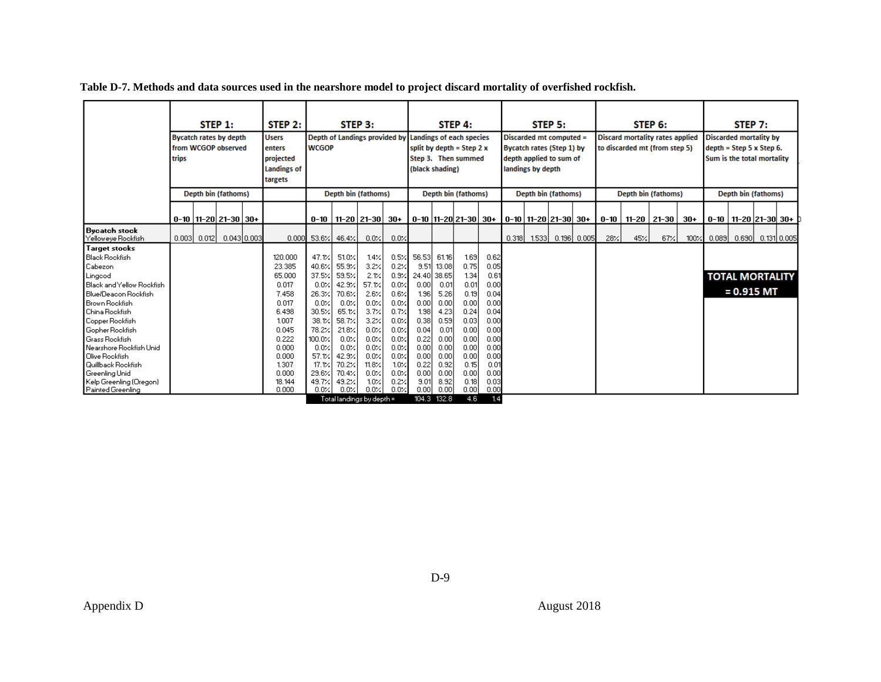**Table D-7. Methods and data sources used in the nearshore model to project discard mortality of overfished rockfish.**

| | STEP 1: Bycatch rates by depth from WCGOP observed trips | | | | STEP 2: Users enters projected Landings of targets | STEP 3: Depth of Landings provided by WCGOP | | | | STEP 4: Landings of each species split by depth = Step 2 x Step 3. Then summed (black shading) | | | | STEP 5: Discarded mt computed = Bycatch rates (Step 1) by depth applied to sum of landings by depth | | | | STEP 6: Discard mortality rates applied to discarded mt (from step 5) | | | | STEP 7: Discarded mortality by depth = Step 5 x Step 6. Sum is the total mortality | | | |
|---|---|---|---|---|---|---|---|---|---|---|---|---|---|---|---|---|---|---|---|---|---|---|---|---|---|
| | Depth bin (fathoms) | | | | | Depth bin (fathoms) | | | | Depth bin (fathoms) | | | | Depth bin (fathoms) | | | | Depth bin (fathoms) | | | | Depth bin (fathoms) | | | |
| | 0-10 | 11-20 | 21-30 | 30+ | | 0-10 | 11-20 | 21-30 | 30+ | 0-10 | 11-20 | 21-30 | 30+ | 0-10 | 11-20 | 21-30 | 30+ | 0-10 | 11-20 | 21-30 | 30+ | 0-10 | 11-20 | 21-30 | 30+ |
| **Bycatch stock** | | | | | | | | | | | | | | | | | | | | | | | | | |
| Yelloweye Rockfish | 0.003 | 0.012 | 0.043 | 0.003 | 0.000 | 53.6% | 46.4% | 0.0% | 0.0% | | | | | 0.318 | 1.533 | 0.196 | 0.005 | 28% | 45% | 67% | 100% | 0.089 | 0.690 | 0.131 | 0.005 |
| **Target stocks** | | | | | | | | | | | | | | | | | | | | | | | | | |
| Black Rockfish | | | | | 120.000 | 47.1% | 51.0% | 1.4% | 0.5% | 56.53 | 61.16 | 1.69 | 0.62 | | | | | | | | | | | | |
| Cabezon | | | | | 23.385 | 40.6% | 55.9% | 3.2% | 0.2% | 9.51 | 13.08 | 0.75 | 0.05 | | | | | | | | | | | | |
| Lingcod | | | | | 65.000 | 37.5% | 59.5% | 2.1% | 0.9% | 24.40 | 38.65 | 1.34 | 0.61 | | | | | | | | | **TOTAL MORTALITY = 0.915 MT** | | | |
| Black and Yellow Rockfish | | | | | 0.017 | 0.0% | 42.9% | 57.1% | 0.0% | 0.00 | 0.01 | 0.01 | 0.00 | | | | | | | | | | | | |
| Blue/Deacon Rockfish | | | | | 7.458 | 26.3% | 70.6% | 2.6% | 0.6% | 1.96 | 5.26 | 0.19 | 0.04 | | | | | | | | | | | | |
| Brown Rockfish | | | | | 0.017 | 0.0% | 0.0% | 0.0% | 0.0% | 0.00 | 0.00 | 0.00 | 0.00 | | | | | | | | | | | | |
| China Rockfish | | | | | 6.498 | 30.5% | 65.1% | 3.7% | 0.7% | 1.98 | 4.23 | 0.24 | 0.04 | | | | | | | | | | | | |
| Copper Rockfish | | | | | 1.007 | 38.1% | 58.7% | 3.2% | 0.0% | 0.38 | 0.59 | 0.03 | 0.00 | | | | | | | | | | | | |
| Gopher Rockfish | | | | | 0.045 | 78.2% | 21.8% | 0.0% | 0.0% | 0.04 | 0.01 | 0.00 | 0.00 | | | | | | | | | | | | |
| Grass Rockfish | | | | | 0.222 | 100.0% | 0.0% | 0.0% | 0.0% | 0.22 | 0.00 | 0.00 | 0.00 | | | | | | | | | | | | |
| Nearshore Rockfish Unid | | | | | 0.000 | 0.0% | 0.0% | 0.0% | 0.0% | 0.00 | 0.00 | 0.00 | 0.00 | | | | | | | | | | | | |
| Olive Rockfish | | | | | 0.000 | 57.1% | 42.9% | 0.0% | 0.0% | 0.00 | 0.00 | 0.00 | 0.00 | | | | | | | | | | | | |
| Quillback Rockfish | | | | | 1.307 | 17.1% | 70.2% | 11.8% | 1.0% | 0.22 | 0.92 | 0.15 | 0.01 | | | | | | | | | | | | |
| Greenling Unid | | | | | 0.000 | 29.6% | 70.4% | 0.0% | 0.0% | 0.00 | 0.00 | 0.00 | 0.00 | | | | | | | | | | | | |
| Kelp Greenling (Oregon) | | | | | 18.144 | 49.7% | 49.2% | 1.0% | 0.2% | 9.01 | 8.92 | 0.18 | 0.03 | | | | | | | | | | | | |
| Painted Greenling | | | | | 0.000 | 0.0% | 0.0% | 0.0% | 0.0% | 0.00 | 0.00 | 0.00 | 0.00 | | | | | | | | | | | | |
| | | | | | | Total landings by depth = | | | | 104.3 | 132.8 | 4.6 | 1.4 | | | | | | | | | | | | |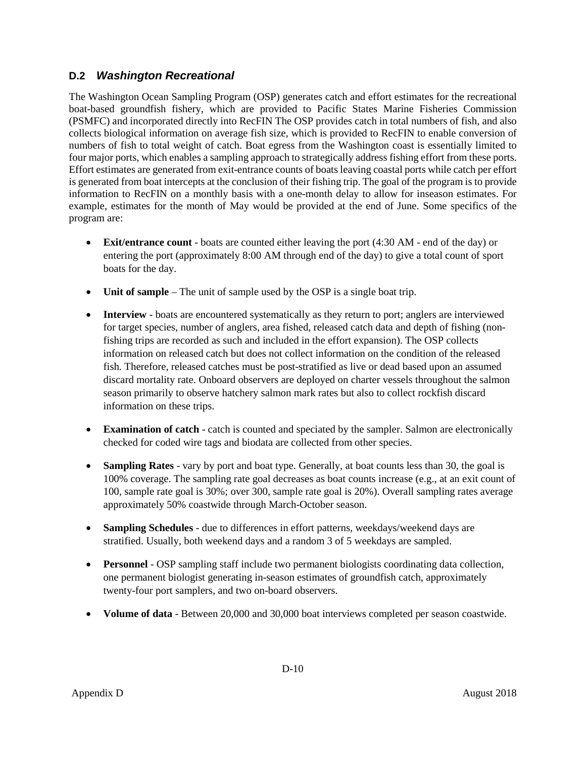## D.2 *Washington Recreational*

The Washington Ocean Sampling Program (OSP) generates catch and effort estimates for the recreational boat-based groundfish fishery, which are provided to Pacific States Marine Fisheries Commission (PSMFC) and incorporated directly into RecFIN The OSP provides catch in total numbers of fish, and also collects biological information on average fish size, which is provided to RecFIN to enable conversion of numbers of fish to total weight of catch. Boat egress from the Washington coast is essentially limited to four major ports, which enables a sampling approach to strategically address fishing effort from these ports. Effort estimates are generated from exit-entrance counts of boats leaving coastal ports while catch per effort is generated from boat intercepts at the conclusion of their fishing trip. The goal of the program is to provide information to RecFIN on a monthly basis with a one-month delay to allow for inseason estimates. For example, estimates for the month of May would be provided at the end of June. Some specifics of the program are:

- **Exit/entrance count** - boats are counted either leaving the port (4:30 AM - end of the day) or entering the port (approximately 8:00 AM through end of the day) to give a total count of sport boats for the day.
- **Unit of sample** – The unit of sample used by the OSP is a single boat trip.
- **Interview** - boats are encountered systematically as they return to port; anglers are interviewed for target species, number of anglers, area fished, released catch data and depth of fishing (non-fishing trips are recorded as such and included in the effort expansion). The OSP collects information on released catch but does not collect information on the condition of the released fish. Therefore, released catches must be post-stratified as live or dead based upon an assumed discard mortality rate. Onboard observers are deployed on charter vessels throughout the salmon season primarily to observe hatchery salmon mark rates but also to collect rockfish discard information on these trips.
- **Examination of catch** - catch is counted and speciated by the sampler. Salmon are electronically checked for coded wire tags and biodata are collected from other species.
- **Sampling Rates** - vary by port and boat type. Generally, at boat counts less than 30, the goal is 100% coverage. The sampling rate goal decreases as boat counts increase (e.g., at an exit count of 100, sample rate goal is 30%; over 300, sample rate goal is 20%). Overall sampling rates average approximately 50% coastwide through March-October season.
- **Sampling Schedules** - due to differences in effort patterns, weekdays/weekend days are stratified. Usually, both weekend days and a random 3 of 5 weekdays are sampled.
- **Personnel** - OSP sampling staff include two permanent biologists coordinating data collection, one permanent biologist generating in-season estimates of groundfish catch, approximately twenty-four port samplers, and two on-board observers.
- **Volume of data** - Between 20,000 and 30,000 boat interviews completed per season coastwide.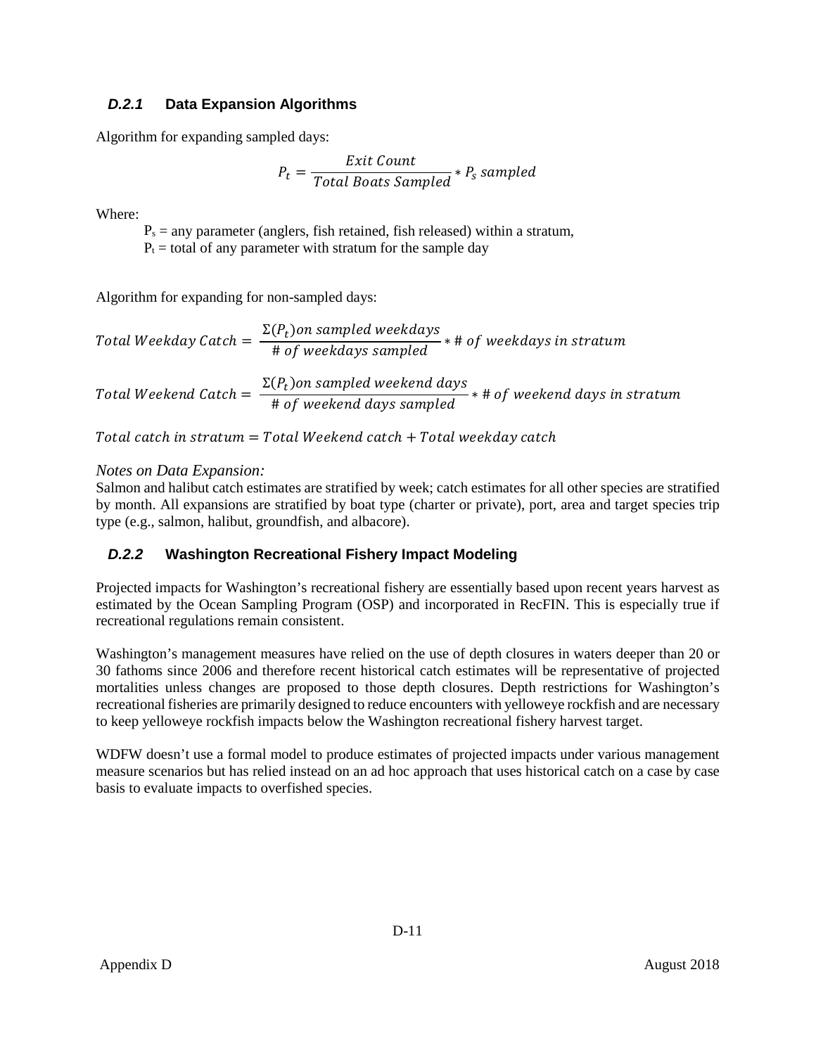### *D.2.1* Data Expansion Algorithms

Algorithm for expanding sampled days:

$$P_t = \frac{Exit\ Count}{Total\ Boats\ Sampled} * P_s\ sampled$$

Where:

$P_s$ = any parameter (anglers, fish retained, fish released) within a stratum,
$P_t$ = total of any parameter with stratum for the sample day

Algorithm for expanding for non-sampled days:

$$Total\ Weekday\ Catch = \frac{\Sigma(P_t) on\ sampled\ weekdays}{\#\ of\ weekdays\ sampled} * \#\ of\ weekdays\ in\ stratum$$

$$Total\ Weekend\ Catch = \frac{\Sigma(P_t) on\ sampled\ weekend\ days}{\#\ of\ weekend\ days\ sampled} * \#\ of\ weekend\ days\ in\ stratum$$

$$Total\ catch\ in\ stratum = Total\ Weekend\ catch + Total\ weekday\ catch$$

*Notes on Data Expansion:*
Salmon and halibut catch estimates are stratified by week; catch estimates for all other species are stratified by month. All expansions are stratified by boat type (charter or private), port, area and target species trip type (e.g., salmon, halibut, groundfish, and albacore).

### *D.2.2* Washington Recreational Fishery Impact Modeling

Projected impacts for Washington's recreational fishery are essentially based upon recent years harvest as estimated by the Ocean Sampling Program (OSP) and incorporated in RecFIN. This is especially true if recreational regulations remain consistent.

Washington's management measures have relied on the use of depth closures in waters deeper than 20 or 30 fathoms since 2006 and therefore recent historical catch estimates will be representative of projected mortalities unless changes are proposed to those depth closures. Depth restrictions for Washington's recreational fisheries are primarily designed to reduce encounters with yelloweye rockfish and are necessary to keep yelloweye rockfish impacts below the Washington recreational fishery harvest target.

WDFW doesn't use a formal model to produce estimates of projected impacts under various management measure scenarios but has relied instead on an ad hoc approach that uses historical catch on a case by case basis to evaluate impacts to overfished species.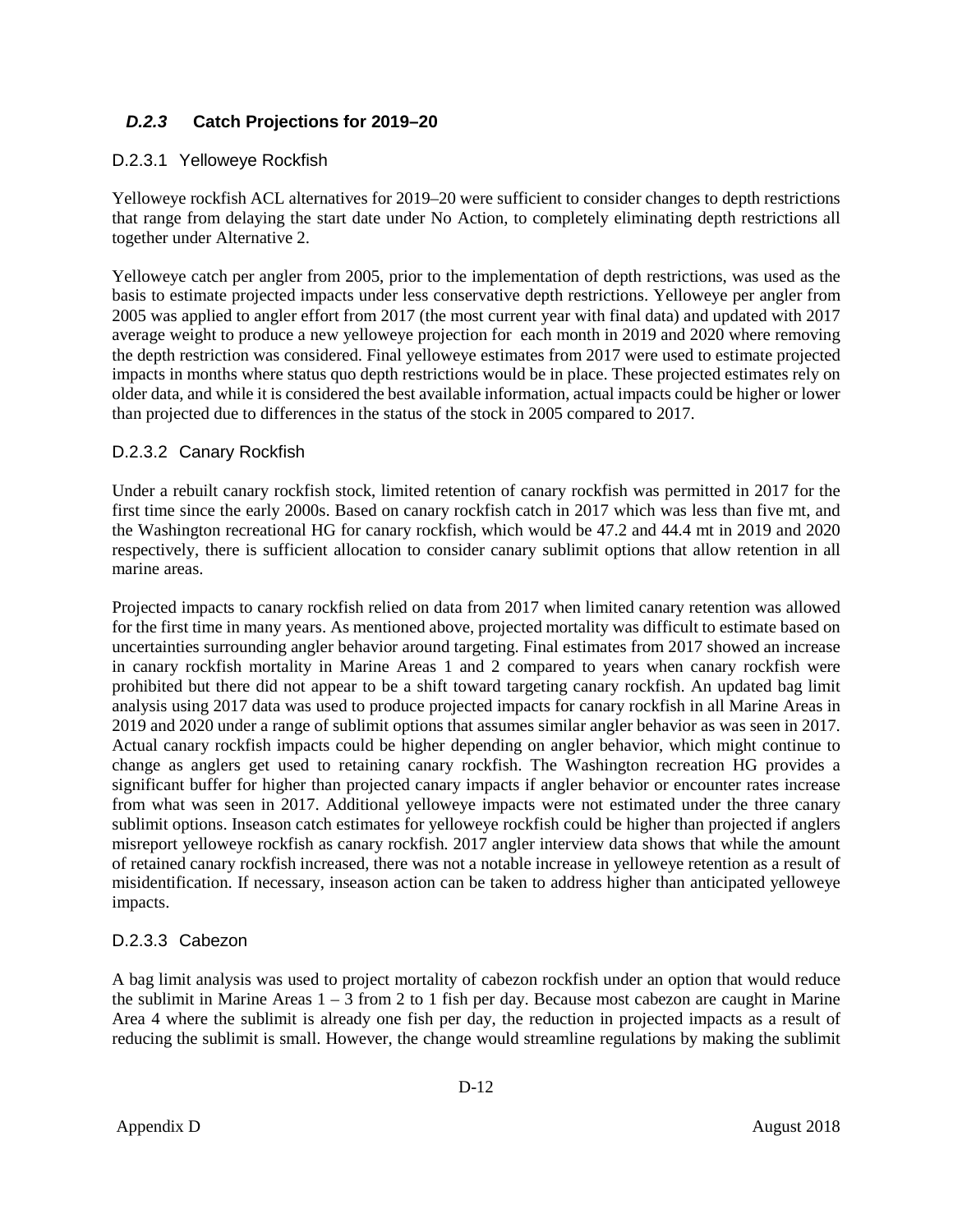### *D.2.3* Catch Projections for 2019–20

#### D.2.3.1 Yelloweye Rockfish

Yelloweye rockfish ACL alternatives for 2019–20 were sufficient to consider changes to depth restrictions that range from delaying the start date under No Action, to completely eliminating depth restrictions all together under Alternative 2.

Yelloweye catch per angler from 2005, prior to the implementation of depth restrictions, was used as the basis to estimate projected impacts under less conservative depth restrictions. Yelloweye per angler from 2005 was applied to angler effort from 2017 (the most current year with final data) and updated with 2017 average weight to produce a new yelloweye projection for each month in 2019 and 2020 where removing the depth restriction was considered. Final yelloweye estimates from 2017 were used to estimate projected impacts in months where status quo depth restrictions would be in place. These projected estimates rely on older data, and while it is considered the best available information, actual impacts could be higher or lower than projected due to differences in the status of the stock in 2005 compared to 2017.

#### D.2.3.2 Canary Rockfish

Under a rebuilt canary rockfish stock, limited retention of canary rockfish was permitted in 2017 for the first time since the early 2000s. Based on canary rockfish catch in 2017 which was less than five mt, and the Washington recreational HG for canary rockfish, which would be 47.2 and 44.4 mt in 2019 and 2020 respectively, there is sufficient allocation to consider canary sublimit options that allow retention in all marine areas.

Projected impacts to canary rockfish relied on data from 2017 when limited canary retention was allowed for the first time in many years. As mentioned above, projected mortality was difficult to estimate based on uncertainties surrounding angler behavior around targeting. Final estimates from 2017 showed an increase in canary rockfish mortality in Marine Areas 1 and 2 compared to years when canary rockfish were prohibited but there did not appear to be a shift toward targeting canary rockfish. An updated bag limit analysis using 2017 data was used to produce projected impacts for canary rockfish in all Marine Areas in 2019 and 2020 under a range of sublimit options that assumes similar angler behavior as was seen in 2017. Actual canary rockfish impacts could be higher depending on angler behavior, which might continue to change as anglers get used to retaining canary rockfish. The Washington recreation HG provides a significant buffer for higher than projected canary impacts if angler behavior or encounter rates increase from what was seen in 2017. Additional yelloweye impacts were not estimated under the three canary sublimit options. Inseason catch estimates for yelloweye rockfish could be higher than projected if anglers misreport yelloweye rockfish as canary rockfish. 2017 angler interview data shows that while the amount of retained canary rockfish increased, there was not a notable increase in yelloweye retention as a result of misidentification. If necessary, inseason action can be taken to address higher than anticipated yelloweye impacts.

#### D.2.3.3 Cabezon

A bag limit analysis was used to project mortality of cabezon rockfish under an option that would reduce the sublimit in Marine Areas 1 – 3 from 2 to 1 fish per day. Because most cabezon are caught in Marine Area 4 where the sublimit is already one fish per day, the reduction in projected impacts as a result of reducing the sublimit is small. However, the change would streamline regulations by making the sublimit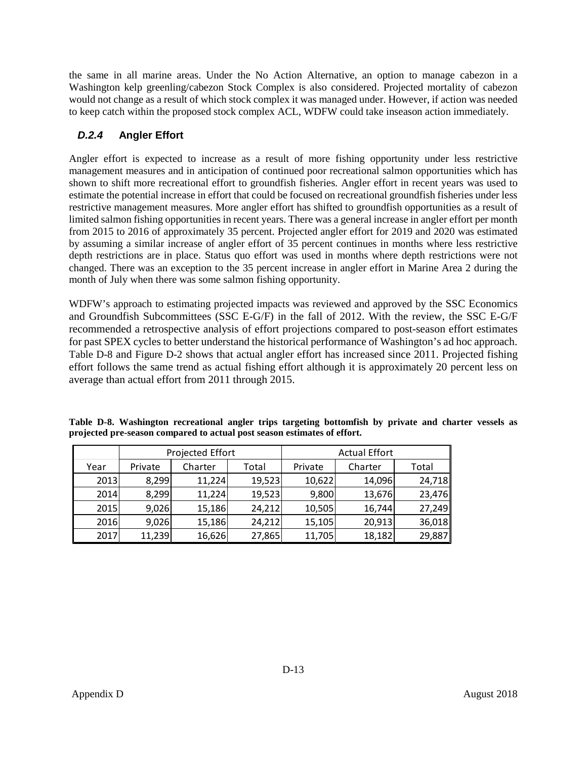the same in all marine areas. Under the No Action Alternative, an option to manage cabezon in a Washington kelp greenling/cabezon Stock Complex is also considered. Projected mortality of cabezon would not change as a result of which stock complex it was managed under. However, if action was needed to keep catch within the proposed stock complex ACL, WDFW could take inseason action immediately.

### *D.2.4* Angler Effort

Angler effort is expected to increase as a result of more fishing opportunity under less restrictive management measures and in anticipation of continued poor recreational salmon opportunities which has shown to shift more recreational effort to groundfish fisheries. Angler effort in recent years was used to estimate the potential increase in effort that could be focused on recreational groundfish fisheries under less restrictive management measures. More angler effort has shifted to groundfish opportunities as a result of limited salmon fishing opportunities in recent years. There was a general increase in angler effort per month from 2015 to 2016 of approximately 35 percent. Projected angler effort for 2019 and 2020 was estimated by assuming a similar increase of angler effort of 35 percent continues in months where less restrictive depth restrictions are in place. Status quo effort was used in months where depth restrictions were not changed. There was an exception to the 35 percent increase in angler effort in Marine Area 2 during the month of July when there was some salmon fishing opportunity.

WDFW's approach to estimating projected impacts was reviewed and approved by the SSC Economics and Groundfish Subcommittees (SSC E-G/F) in the fall of 2012. With the review, the SSC E-G/F recommended a retrospective analysis of effort projections compared to post-season effort estimates for past SPEX cycles to better understand the historical performance of Washington's ad hoc approach. Table D-8 and Figure D-2 shows that actual angler effort has increased since 2011. Projected fishing effort follows the same trend as actual fishing effort although it is approximately 20 percent less on average than actual effort from 2011 through 2015.

**Table D-8. Washington recreational angler trips targeting bottomfish by private and charter vessels as projected pre-season compared to actual post season estimates of effort.**

| | Projected Effort | | | Actual Effort | | |
|---|---|---|---|---|---|---|
| Year | Private | Charter | Total | Private | Charter | Total |
| 2013 | 8,299 | 11,224 | 19,523 | 10,622 | 14,096 | 24,718 |
| 2014 | 8,299 | 11,224 | 19,523 | 9,800 | 13,676 | 23,476 |
| 2015 | 9,026 | 15,186 | 24,212 | 10,505 | 16,744 | 27,249 |
| 2016 | 9,026 | 15,186 | 24,212 | 15,105 | 20,913 | 36,018 |
| 2017 | 11,239 | 16,626 | 27,865 | 11,705 | 18,182 | 29,887 |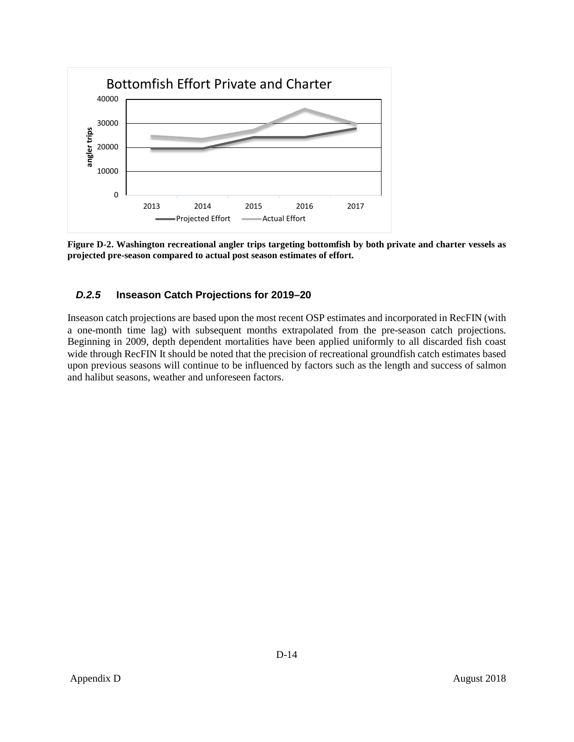Figure D-2. Washington recreational angler trips targeting bottomfish by both private and charter vessels as projected pre-season compared to actual post season estimates of effort.

### *D.2.5* Inseason Catch Projections for 2019–20

Inseason catch projections are based upon the most recent OSP estimates and incorporated in RecFIN (with a one-month time lag) with subsequent months extrapolated from the pre-season catch projections. Beginning in 2009, depth dependent mortalities have been applied uniformly to all discarded fish coast wide through RecFIN It should be noted that the precision of recreational groundfish catch estimates based upon previous seasons will continue to be influenced by factors such as the length and success of salmon and halibut seasons, weather and unforeseen factors.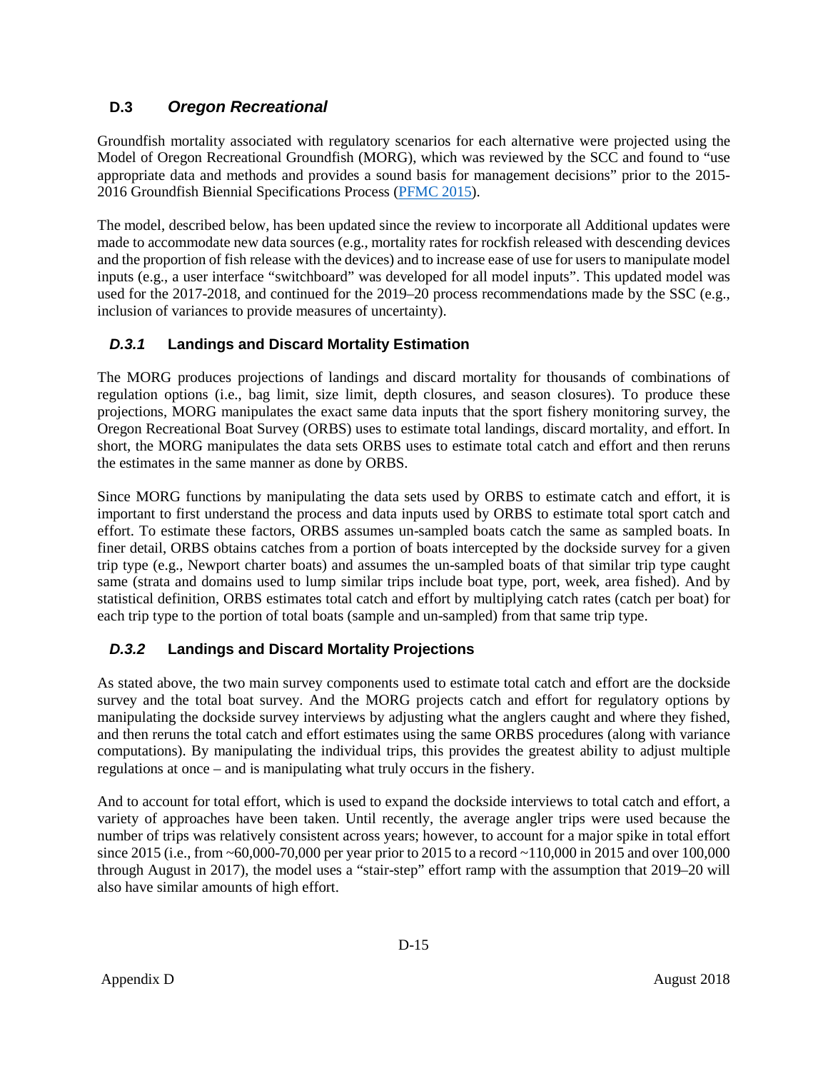## D.3 *Oregon Recreational*

Groundfish mortality associated with regulatory scenarios for each alternative were projected using the Model of Oregon Recreational Groundfish (MORG), which was reviewed by the SCC and found to "use appropriate data and methods and provides a sound basis for management decisions" prior to the 2015-2016 Groundfish Biennial Specifications Process (PFMC 2015).

The model, described below, has been updated since the review to incorporate all Additional updates were made to accommodate new data sources (e.g., mortality rates for rockfish released with descending devices and the proportion of fish release with the devices) and to increase ease of use for users to manipulate model inputs (e.g., a user interface "switchboard" was developed for all model inputs". This updated model was used for the 2017-2018, and continued for the 2019–20 process recommendations made by the SSC (e.g., inclusion of variances to provide measures of uncertainty).

### *D.3.1* Landings and Discard Mortality Estimation

The MORG produces projections of landings and discard mortality for thousands of combinations of regulation options (i.e., bag limit, size limit, depth closures, and season closures). To produce these projections, MORG manipulates the exact same data inputs that the sport fishery monitoring survey, the Oregon Recreational Boat Survey (ORBS) uses to estimate total landings, discard mortality, and effort. In short, the MORG manipulates the data sets ORBS uses to estimate total catch and effort and then reruns the estimates in the same manner as done by ORBS.

Since MORG functions by manipulating the data sets used by ORBS to estimate catch and effort, it is important to first understand the process and data inputs used by ORBS to estimate total sport catch and effort. To estimate these factors, ORBS assumes un-sampled boats catch the same as sampled boats. In finer detail, ORBS obtains catches from a portion of boats intercepted by the dockside survey for a given trip type (e.g., Newport charter boats) and assumes the un-sampled boats of that similar trip type caught same (strata and domains used to lump similar trips include boat type, port, week, area fished). And by statistical definition, ORBS estimates total catch and effort by multiplying catch rates (catch per boat) for each trip type to the portion of total boats (sample and un-sampled) from that same trip type.

### *D.3.2* Landings and Discard Mortality Projections

As stated above, the two main survey components used to estimate total catch and effort are the dockside survey and the total boat survey. And the MORG projects catch and effort for regulatory options by manipulating the dockside survey interviews by adjusting what the anglers caught and where they fished, and then reruns the total catch and effort estimates using the same ORBS procedures (along with variance computations). By manipulating the individual trips, this provides the greatest ability to adjust multiple regulations at once – and is manipulating what truly occurs in the fishery.

And to account for total effort, which is used to expand the dockside interviews to total catch and effort, a variety of approaches have been taken. Until recently, the average angler trips were used because the number of trips was relatively consistent across years; however, to account for a major spike in total effort since 2015 (i.e., from ~60,000-70,000 per year prior to 2015 to a record ~110,000 in 2015 and over 100,000 through August in 2017), the model uses a "stair-step" effort ramp with the assumption that 2019–20 will also have similar amounts of high effort.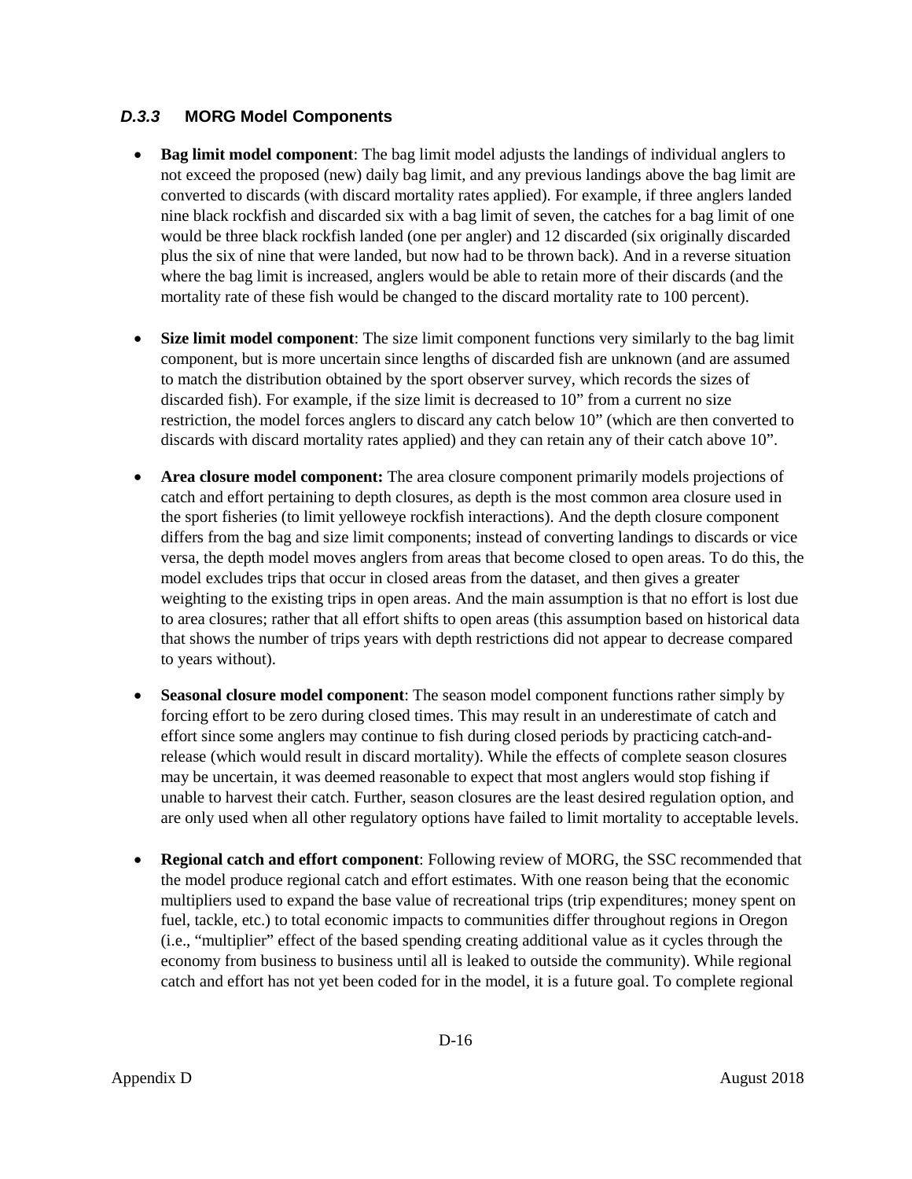### *D.3.3* MORG Model Components

- **Bag limit model component**: The bag limit model adjusts the landings of individual anglers to not exceed the proposed (new) daily bag limit, and any previous landings above the bag limit are converted to discards (with discard mortality rates applied). For example, if three anglers landed nine black rockfish and discarded six with a bag limit of seven, the catches for a bag limit of one would be three black rockfish landed (one per angler) and 12 discarded (six originally discarded plus the six of nine that were landed, but now had to be thrown back). And in a reverse situation where the bag limit is increased, anglers would be able to retain more of their discards (and the mortality rate of these fish would be changed to the discard mortality rate to 100 percent).

- **Size limit model component**: The size limit component functions very similarly to the bag limit component, but is more uncertain since lengths of discarded fish are unknown (and are assumed to match the distribution obtained by the sport observer survey, which records the sizes of discarded fish). For example, if the size limit is decreased to 10" from a current no size restriction, the model forces anglers to discard any catch below 10" (which are then converted to discards with discard mortality rates applied) and they can retain any of their catch above 10".

- **Area closure model component:** The area closure component primarily models projections of catch and effort pertaining to depth closures, as depth is the most common area closure used in the sport fisheries (to limit yelloweye rockfish interactions). And the depth closure component differs from the bag and size limit components; instead of converting landings to discards or vice versa, the depth model moves anglers from areas that become closed to open areas. To do this, the model excludes trips that occur in closed areas from the dataset, and then gives a greater weighting to the existing trips in open areas. And the main assumption is that no effort is lost due to area closures; rather that all effort shifts to open areas (this assumption based on historical data that shows the number of trips years with depth restrictions did not appear to decrease compared to years without).

- **Seasonal closure model component**: The season model component functions rather simply by forcing effort to be zero during closed times. This may result in an underestimate of catch and effort since some anglers may continue to fish during closed periods by practicing catch-and-release (which would result in discard mortality). While the effects of complete season closures may be uncertain, it was deemed reasonable to expect that most anglers would stop fishing if unable to harvest their catch. Further, season closures are the least desired regulation option, and are only used when all other regulatory options have failed to limit mortality to acceptable levels.

- **Regional catch and effort component**: Following review of MORG, the SSC recommended that the model produce regional catch and effort estimates. With one reason being that the economic multipliers used to expand the base value of recreational trips (trip expenditures; money spent on fuel, tackle, etc.) to total economic impacts to communities differ throughout regions in Oregon (i.e., "multiplier" effect of the based spending creating additional value as it cycles through the economy from business to business until all is leaked to outside the community). While regional catch and effort has not yet been coded for in the model, it is a future goal. To complete regional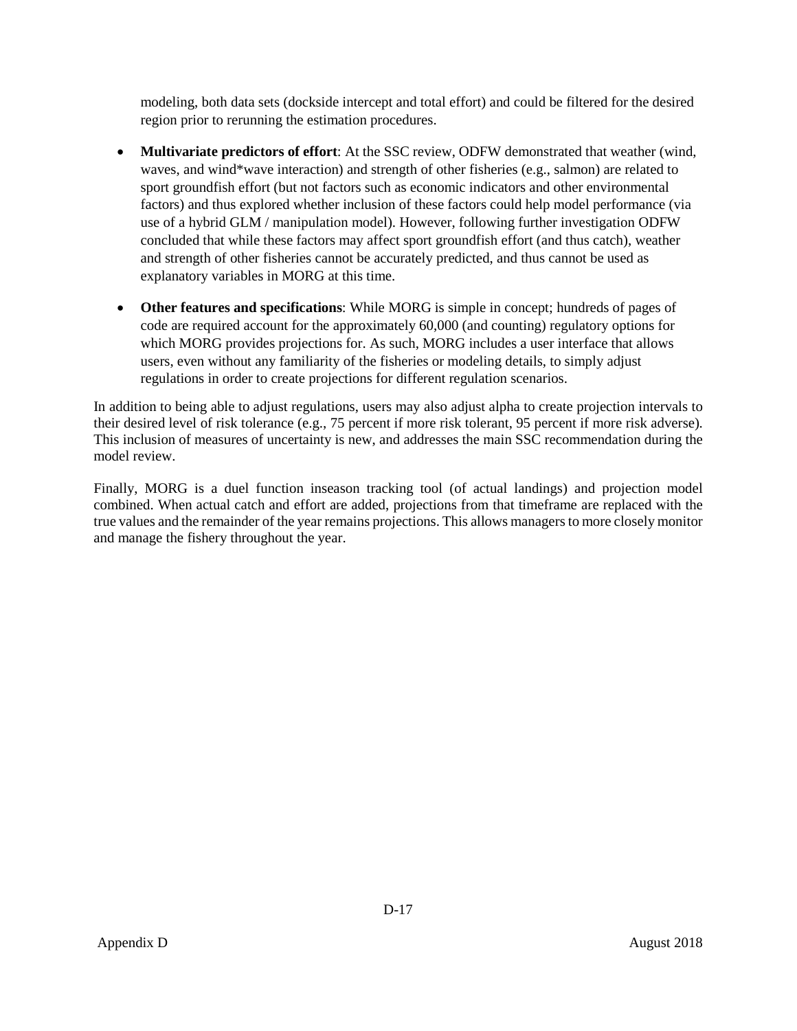modeling, both data sets (dockside intercept and total effort) and could be filtered for the desired region prior to rerunning the estimation procedures.

- **Multivariate predictors of effort**: At the SSC review, ODFW demonstrated that weather (wind, waves, and wind*wave interaction) and strength of other fisheries (e.g., salmon) are related to sport groundfish effort (but not factors such as economic indicators and other environmental factors) and thus explored whether inclusion of these factors could help model performance (via use of a hybrid GLM / manipulation model). However, following further investigation ODFW concluded that while these factors may affect sport groundfish effort (and thus catch), weather and strength of other fisheries cannot be accurately predicted, and thus cannot be used as explanatory variables in MORG at this time.

- **Other features and specifications**: While MORG is simple in concept; hundreds of pages of code are required account for the approximately 60,000 (and counting) regulatory options for which MORG provides projections for. As such, MORG includes a user interface that allows users, even without any familiarity of the fisheries or modeling details, to simply adjust regulations in order to create projections for different regulation scenarios.

In addition to being able to adjust regulations, users may also adjust alpha to create projection intervals to their desired level of risk tolerance (e.g., 75 percent if more risk tolerant, 95 percent if more risk adverse). This inclusion of measures of uncertainty is new, and addresses the main SSC recommendation during the model review.

Finally, MORG is a duel function inseason tracking tool (of actual landings) and projection model combined. When actual catch and effort are added, projections from that timeframe are replaced with the true values and the remainder of the year remains projections. This allows managers to more closely monitor and manage the fishery throughout the year.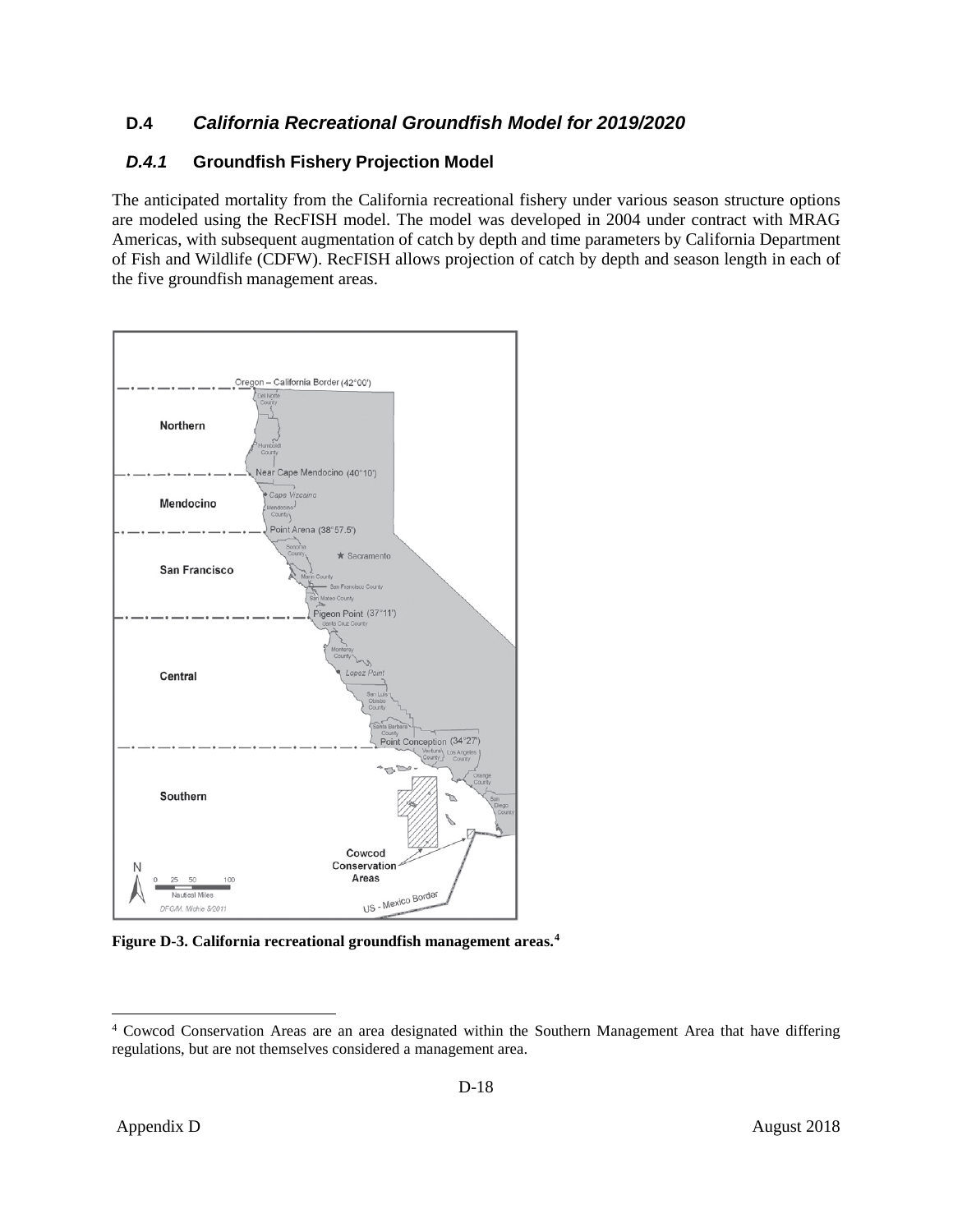## D.4 *California Recreational Groundfish Model for 2019/2020*

### *D.4.1* Groundfish Fishery Projection Model

The anticipated mortality from the California recreational fishery under various season structure options are modeled using the RecFISH model. The model was developed in 2004 under contract with MRAG Americas, with subsequent augmentation of catch by depth and time parameters by California Department of Fish and Wildlife (CDFW). RecFISH allows projection of catch by depth and season length in each of the five groundfish management areas.

**Figure D-3. California recreational groundfish management areas.[4]**

[4] Cowcod Conservation Areas are an area designated within the Southern Management Area that have differing regulations, but are not themselves considered a management area.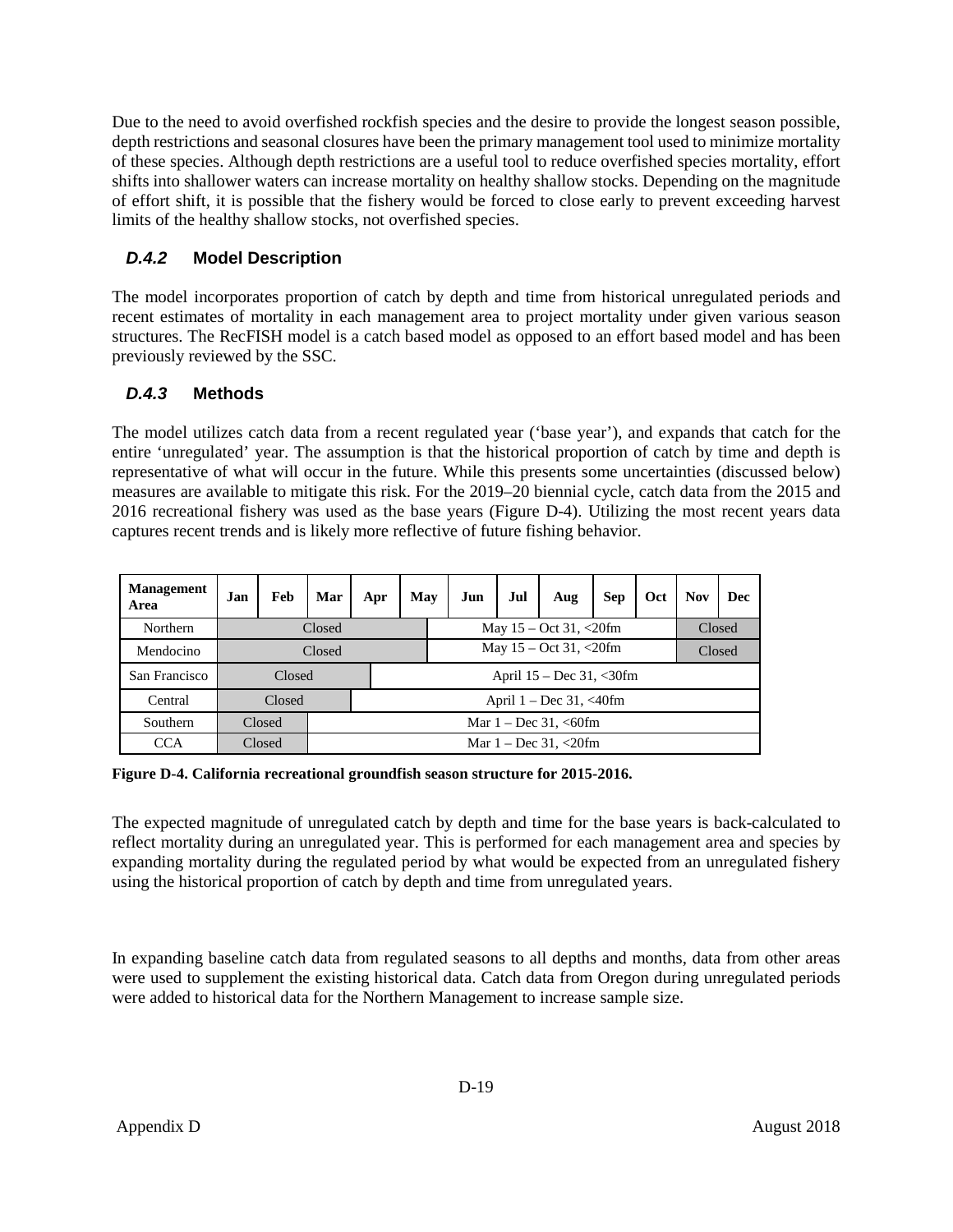Due to the need to avoid overfished rockfish species and the desire to provide the longest season possible, depth restrictions and seasonal closures have been the primary management tool used to minimize mortality of these species. Although depth restrictions are a useful tool to reduce overfished species mortality, effort shifts into shallower waters can increase mortality on healthy shallow stocks. Depending on the magnitude of effort shift, it is possible that the fishery would be forced to close early to prevent exceeding harvest limits of the healthy shallow stocks, not overfished species.

### *D.4.2* Model Description

The model incorporates proportion of catch by depth and time from historical unregulated periods and recent estimates of mortality in each management area to project mortality under given various season structures. The RecFISH model is a catch based model as opposed to an effort based model and has been previously reviewed by the SSC.

### *D.4.3* Methods

The model utilizes catch data from a recent regulated year ('base year'), and expands that catch for the entire 'unregulated' year. The assumption is that the historical proportion of catch by time and depth is representative of what will occur in the future. While this presents some uncertainties (discussed below) measures are available to mitigate this risk. For the 2019–20 biennial cycle, catch data from the 2015 and 2016 recreational fishery was used as the base years (Figure D-4). Utilizing the most recent years data captures recent trends and is likely more reflective of future fishing behavior.

| Management Area | Jan | Feb | Mar | Apr | May | Jun | Jul | Aug | Sep | Oct | Nov | Dec |
|---|---|---|---|---|---|---|---|---|---|---|---|---|
| Northern | Closed | | | | | May 15 – Oct 31, <20fm | | | | | Closed | |
| Mendocino | Closed | | | | | May 15 – Oct 31, <20fm | | | | | Closed | |
| San Francisco | Closed | | | April 15 – Dec 31, <30fm | | | | | | | | |
| Central | Closed | | | April 1 – Dec 31, <40fm | | | | | | | | |
| Southern | Closed | | Mar 1 – Dec 31, <60fm | | | | | | | | | |
| CCA | Closed | | Mar 1 – Dec 31, <20fm | | | | | | | | | |

**Figure D-4. California recreational groundfish season structure for 2015-2016.**

The expected magnitude of unregulated catch by depth and time for the base years is back-calculated to reflect mortality during an unregulated year. This is performed for each management area and species by expanding mortality during the regulated period by what would be expected from an unregulated fishery using the historical proportion of catch by depth and time from unregulated years.

In expanding baseline catch data from regulated seasons to all depths and months, data from other areas were used to supplement the existing historical data. Catch data from Oregon during unregulated periods were added to historical data for the Northern Management to increase sample size.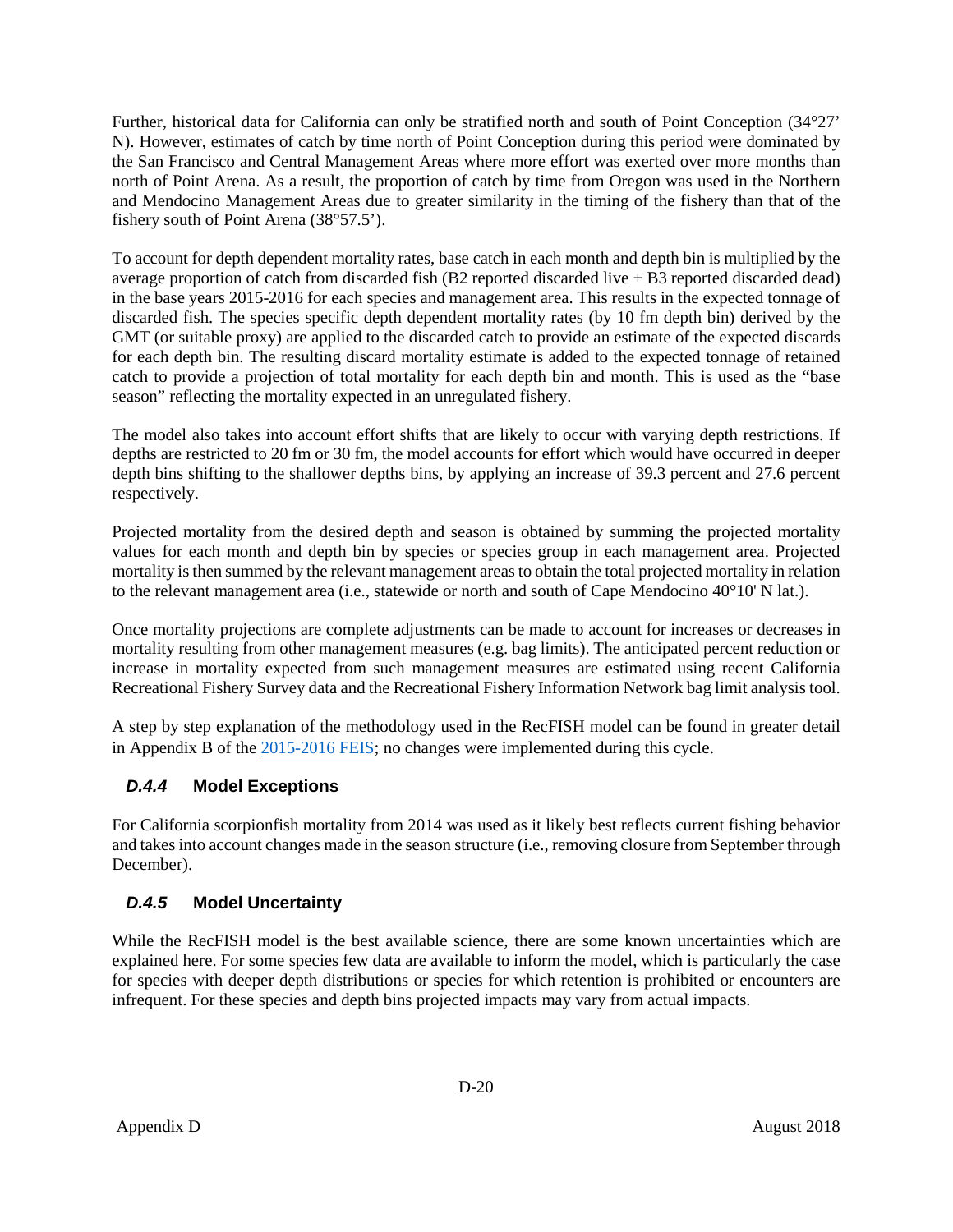Further, historical data for California can only be stratified north and south of Point Conception (34°27' N). However, estimates of catch by time north of Point Conception during this period were dominated by the San Francisco and Central Management Areas where more effort was exerted over more months than north of Point Arena. As a result, the proportion of catch by time from Oregon was used in the Northern and Mendocino Management Areas due to greater similarity in the timing of the fishery than that of the fishery south of Point Arena (38°57.5').

To account for depth dependent mortality rates, base catch in each month and depth bin is multiplied by the average proportion of catch from discarded fish (B2 reported discarded live + B3 reported discarded dead) in the base years 2015-2016 for each species and management area. This results in the expected tonnage of discarded fish. The species specific depth dependent mortality rates (by 10 fm depth bin) derived by the GMT (or suitable proxy) are applied to the discarded catch to provide an estimate of the expected discards for each depth bin. The resulting discard mortality estimate is added to the expected tonnage of retained catch to provide a projection of total mortality for each depth bin and month. This is used as the "base season" reflecting the mortality expected in an unregulated fishery.

The model also takes into account effort shifts that are likely to occur with varying depth restrictions. If depths are restricted to 20 fm or 30 fm, the model accounts for effort which would have occurred in deeper depth bins shifting to the shallower depths bins, by applying an increase of 39.3 percent and 27.6 percent respectively.

Projected mortality from the desired depth and season is obtained by summing the projected mortality values for each month and depth bin by species or species group in each management area. Projected mortality is then summed by the relevant management areas to obtain the total projected mortality in relation to the relevant management area (i.e., statewide or north and south of Cape Mendocino 40°10' N lat.).

Once mortality projections are complete adjustments can be made to account for increases or decreases in mortality resulting from other management measures (e.g. bag limits). The anticipated percent reduction or increase in mortality expected from such management measures are estimated using recent California Recreational Fishery Survey data and the Recreational Fishery Information Network bag limit analysis tool.

A step by step explanation of the methodology used in the RecFISH model can be found in greater detail in Appendix B of the 2015-2016 FEIS; no changes were implemented during this cycle.

### *D.4.4* Model Exceptions

For California scorpionfish mortality from 2014 was used as it likely best reflects current fishing behavior and takes into account changes made in the season structure (i.e., removing closure from September through December).

### *D.4.5* Model Uncertainty

While the RecFISH model is the best available science, there are some known uncertainties which are explained here. For some species few data are available to inform the model, which is particularly the case for species with deeper depth distributions or species for which retention is prohibited or encounters are infrequent. For these species and depth bins projected impacts may vary from actual impacts.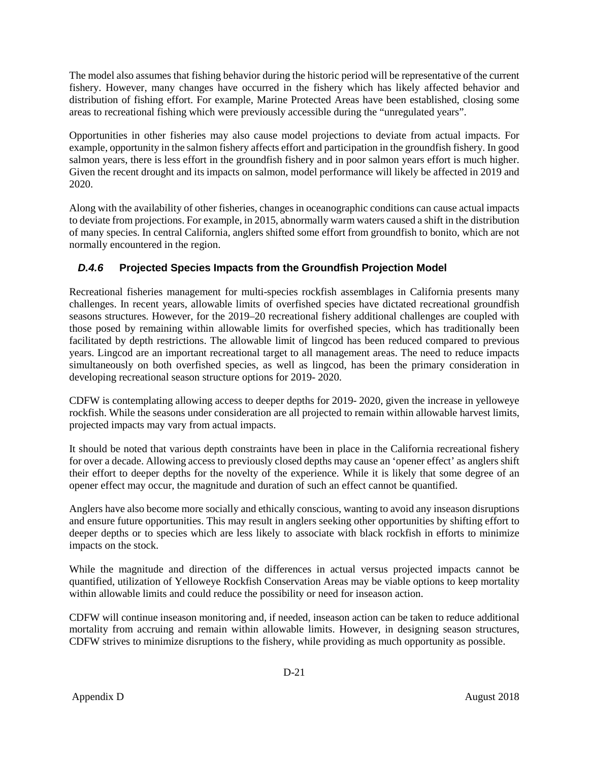The model also assumes that fishing behavior during the historic period will be representative of the current fishery. However, many changes have occurred in the fishery which has likely affected behavior and distribution of fishing effort. For example, Marine Protected Areas have been established, closing some areas to recreational fishing which were previously accessible during the "unregulated years".

Opportunities in other fisheries may also cause model projections to deviate from actual impacts. For example, opportunity in the salmon fishery affects effort and participation in the groundfish fishery. In good salmon years, there is less effort in the groundfish fishery and in poor salmon years effort is much higher. Given the recent drought and its impacts on salmon, model performance will likely be affected in 2019 and 2020.

Along with the availability of other fisheries, changes in oceanographic conditions can cause actual impacts to deviate from projections. For example, in 2015, abnormally warm waters caused a shift in the distribution of many species. In central California, anglers shifted some effort from groundfish to bonito, which are not normally encountered in the region.

### *D.4.6* Projected Species Impacts from the Groundfish Projection Model

Recreational fisheries management for multi-species rockfish assemblages in California presents many challenges. In recent years, allowable limits of overfished species have dictated recreational groundfish seasons structures. However, for the 2019–20 recreational fishery additional challenges are coupled with those posed by remaining within allowable limits for overfished species, which has traditionally been facilitated by depth restrictions. The allowable limit of lingcod has been reduced compared to previous years. Lingcod are an important recreational target to all management areas. The need to reduce impacts simultaneously on both overfished species, as well as lingcod, has been the primary consideration in developing recreational season structure options for 2019- 2020.

CDFW is contemplating allowing access to deeper depths for 2019- 2020, given the increase in yelloweye rockfish. While the seasons under consideration are all projected to remain within allowable harvest limits, projected impacts may vary from actual impacts.

It should be noted that various depth constraints have been in place in the California recreational fishery for over a decade. Allowing access to previously closed depths may cause an 'opener effect' as anglers shift their effort to deeper depths for the novelty of the experience. While it is likely that some degree of an opener effect may occur, the magnitude and duration of such an effect cannot be quantified.

Anglers have also become more socially and ethically conscious, wanting to avoid any inseason disruptions and ensure future opportunities. This may result in anglers seeking other opportunities by shifting effort to deeper depths or to species which are less likely to associate with black rockfish in efforts to minimize impacts on the stock.

While the magnitude and direction of the differences in actual versus projected impacts cannot be quantified, utilization of Yelloweye Rockfish Conservation Areas may be viable options to keep mortality within allowable limits and could reduce the possibility or need for inseason action.

CDFW will continue inseason monitoring and, if needed, inseason action can be taken to reduce additional mortality from accruing and remain within allowable limits. However, in designing season structures, CDFW strives to minimize disruptions to the fishery, while providing as much opportunity as possible.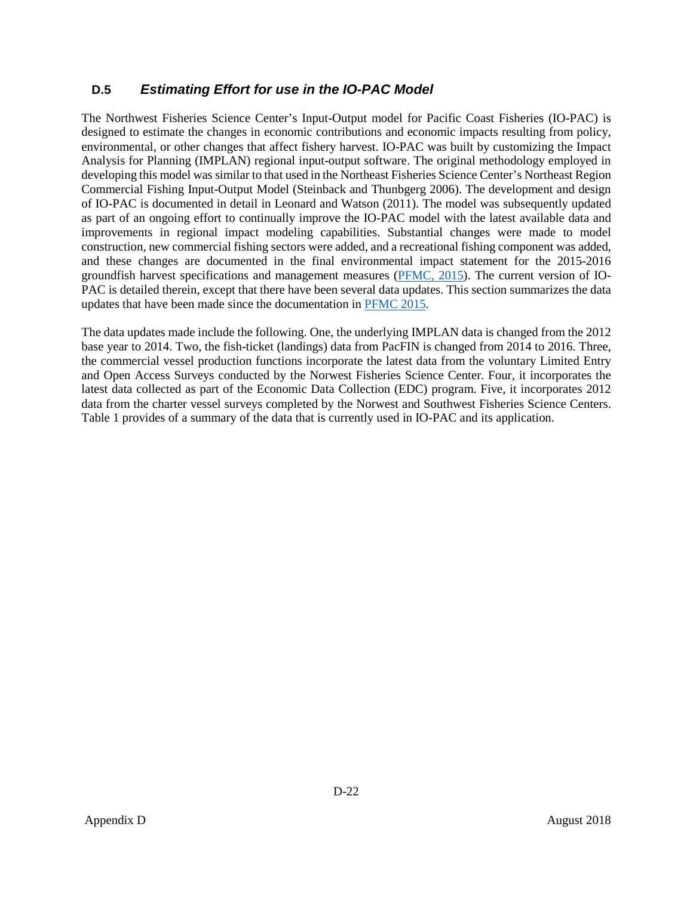## D.5 *Estimating Effort for use in the IO-PAC Model*

The Northwest Fisheries Science Center's Input-Output model for Pacific Coast Fisheries (IO-PAC) is designed to estimate the changes in economic contributions and economic impacts resulting from policy, environmental, or other changes that affect fishery harvest. IO-PAC was built by customizing the Impact Analysis for Planning (IMPLAN) regional input-output software. The original methodology employed in developing this model was similar to that used in the Northeast Fisheries Science Center's Northeast Region Commercial Fishing Input-Output Model (Steinback and Thunbgerg 2006). The development and design of IO-PAC is documented in detail in Leonard and Watson (2011). The model was subsequently updated as part of an ongoing effort to continually improve the IO-PAC model with the latest available data and improvements in regional impact modeling capabilities. Substantial changes were made to model construction, new commercial fishing sectors were added, and a recreational fishing component was added, and these changes are documented in the final environmental impact statement for the 2015-2016 groundfish harvest specifications and management measures (PFMC, 2015). The current version of IO-PAC is detailed therein, except that there have been several data updates. This section summarizes the data updates that have been made since the documentation in PFMC 2015.

The data updates made include the following. One, the underlying IMPLAN data is changed from the 2012 base year to 2014. Two, the fish-ticket (landings) data from PacFIN is changed from 2014 to 2016. Three, the commercial vessel production functions incorporate the latest data from the voluntary Limited Entry and Open Access Surveys conducted by the Norwest Fisheries Science Center. Four, it incorporates the latest data collected as part of the Economic Data Collection (EDC) program. Five, it incorporates 2012 data from the charter vessel surveys completed by the Norwest and Southwest Fisheries Science Centers. Table 1 provides of a summary of the data that is currently used in IO-PAC and its application.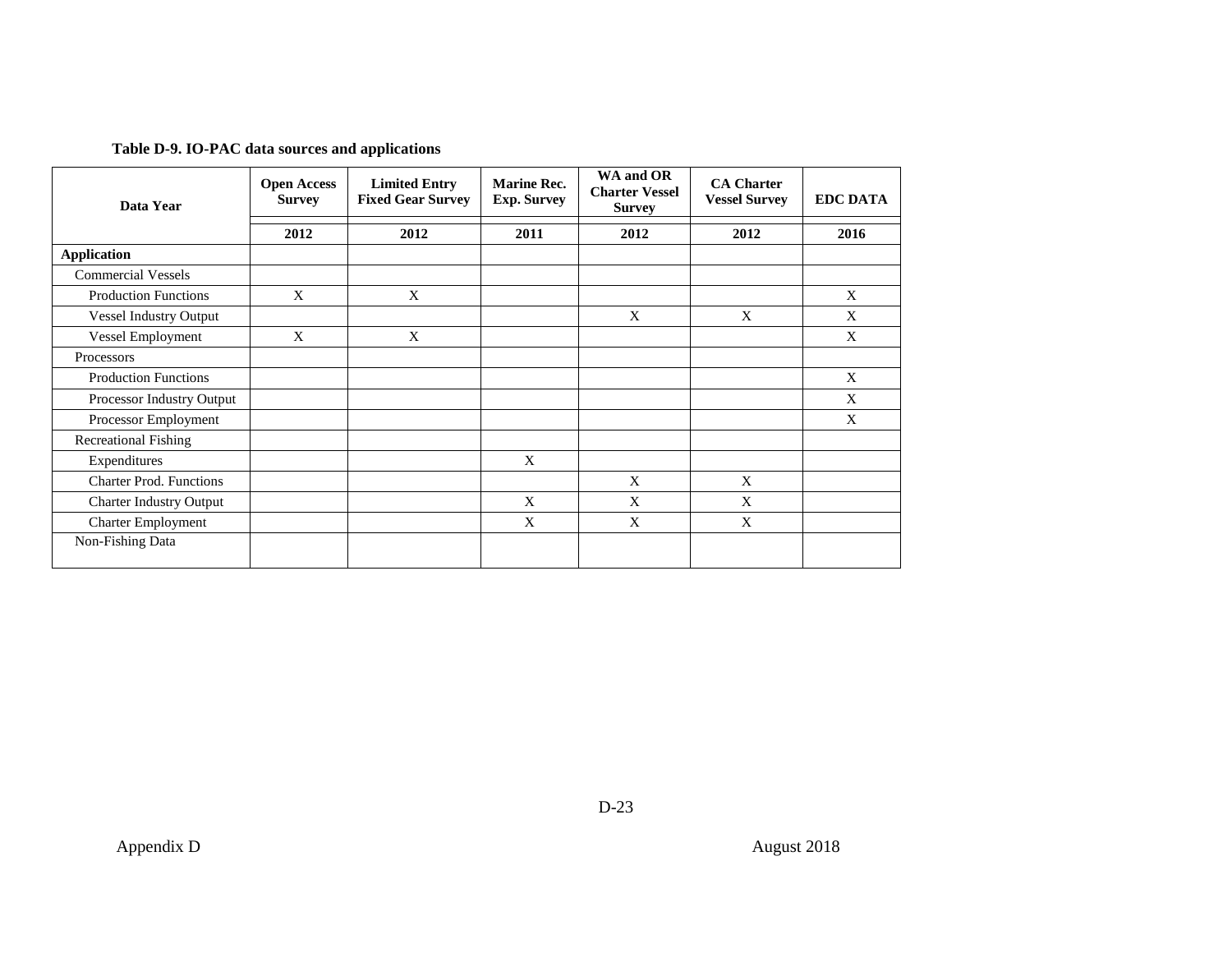**Table D-9. IO-PAC data sources and applications**

| Data Year | Open Access Survey | Limited Entry Fixed Gear Survey | Marine Rec. Exp. Survey | WA and OR Charter Vessel Survey | CA Charter Vessel Survey | EDC DATA |
|---|---|---|---|---|---|---|
| | 2012 | 2012 | 2011 | 2012 | 2012 | 2016 |
| **Application** | | | | | | |
| Commercial Vessels | | | | | | |
| Production Functions | X | X | | | | X |
| Vessel Industry Output | | | | X | X | X |
| Vessel Employment | X | X | | | | X |
| Processors | | | | | | |
| Production Functions | | | | | | X |
| Processor Industry Output | | | | | | X |
| Processor Employment | | | | | | X |
| Recreational Fishing | | | | | | |
| Expenditures | | | X | | | |
| Charter Prod. Functions | | | | X | X | |
| Charter Industry Output | | | X | X | X | |
| Charter Employment | | | X | X | X | |
| Non-Fishing Data | | | | | | |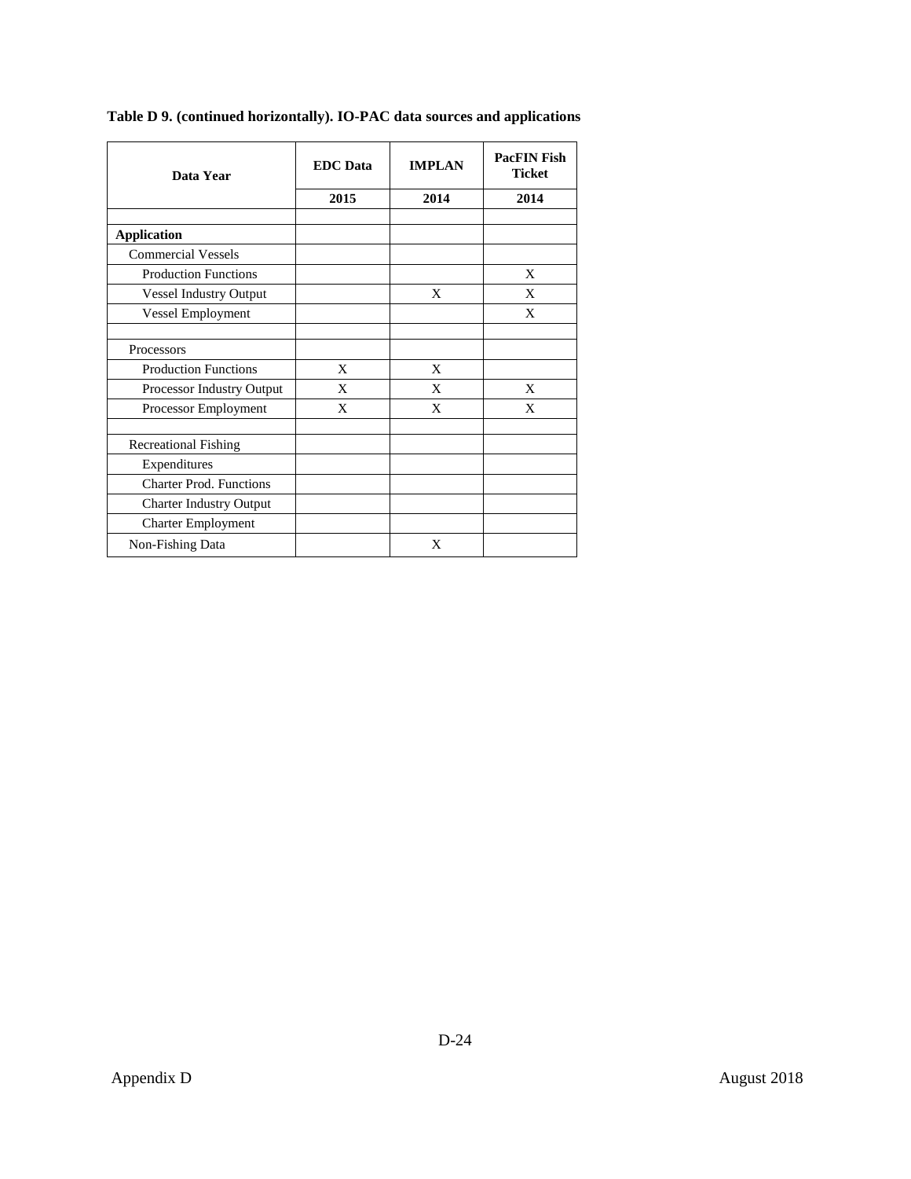**Table D 9. (continued horizontally). IO-PAC data sources and applications**

| Data Year | EDC Data | IMPLAN | PacFIN Fish Ticket |
|---|---|---|---|
| | 2015 | 2014 | 2014 |
| | | | |
| **Application** | | | |
| Commercial Vessels | | | |
| Production Functions | | | X |
| Vessel Industry Output | | X | X |
| Vessel Employment | | | X |
| | | | |
| Processors | | | |
| Production Functions | X | X | |
| Processor Industry Output | X | X | X |
| Processor Employment | X | X | X |
| | | | |
| Recreational Fishing | | | |
| Expenditures | | | |
| Charter Prod. Functions | | | |
| Charter Industry Output | | | |
| Charter Employment | | | |
| Non-Fishing Data | | X | |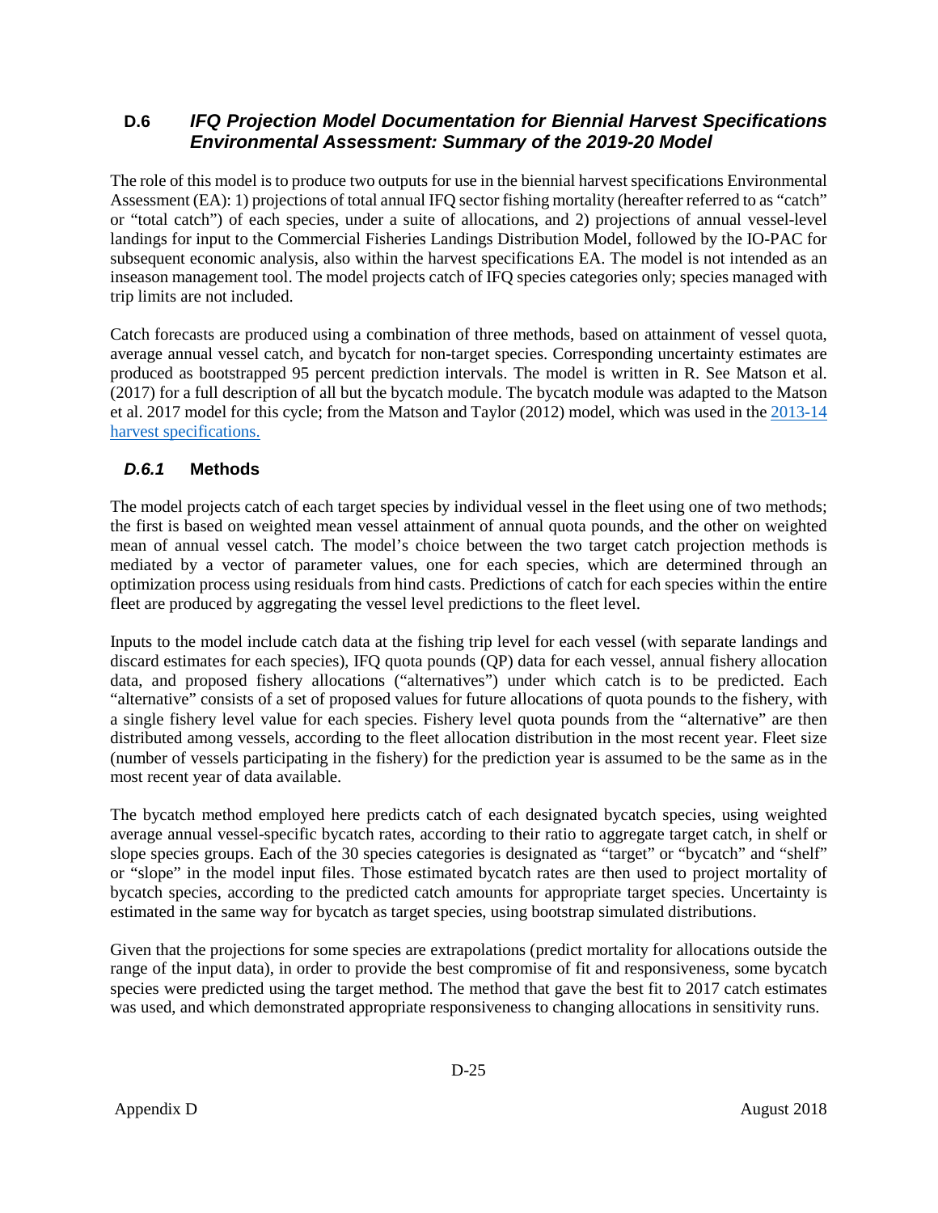## D.6 *IFQ Projection Model Documentation for Biennial Harvest Specifications Environmental Assessment: Summary of the 2019-20 Model*

The role of this model is to produce two outputs for use in the biennial harvest specifications Environmental Assessment (EA): 1) projections of total annual IFQ sector fishing mortality (hereafter referred to as "catch" or "total catch") of each species, under a suite of allocations, and 2) projections of annual vessel-level landings for input to the Commercial Fisheries Landings Distribution Model, followed by the IO-PAC for subsequent economic analysis, also within the harvest specifications EA. The model is not intended as an inseason management tool. The model projects catch of IFQ species categories only; species managed with trip limits are not included.

Catch forecasts are produced using a combination of three methods, based on attainment of vessel quota, average annual vessel catch, and bycatch for non-target species. Corresponding uncertainty estimates are produced as bootstrapped 95 percent prediction intervals. The model is written in R. See Matson et al. (2017) for a full description of all but the bycatch module. The bycatch module was adapted to the Matson et al. 2017 model for this cycle; from the Matson and Taylor (2012) model, which was used in the 2013-14 harvest specifications.

### *D.6.1* Methods

The model projects catch of each target species by individual vessel in the fleet using one of two methods; the first is based on weighted mean vessel attainment of annual quota pounds, and the other on weighted mean of annual vessel catch. The model's choice between the two target catch projection methods is mediated by a vector of parameter values, one for each species, which are determined through an optimization process using residuals from hind casts. Predictions of catch for each species within the entire fleet are produced by aggregating the vessel level predictions to the fleet level.

Inputs to the model include catch data at the fishing trip level for each vessel (with separate landings and discard estimates for each species), IFQ quota pounds (QP) data for each vessel, annual fishery allocation data, and proposed fishery allocations ("alternatives") under which catch is to be predicted. Each "alternative" consists of a set of proposed values for future allocations of quota pounds to the fishery, with a single fishery level value for each species. Fishery level quota pounds from the "alternative" are then distributed among vessels, according to the fleet allocation distribution in the most recent year. Fleet size (number of vessels participating in the fishery) for the prediction year is assumed to be the same as in the most recent year of data available.

The bycatch method employed here predicts catch of each designated bycatch species, using weighted average annual vessel-specific bycatch rates, according to their ratio to aggregate target catch, in shelf or slope species groups. Each of the 30 species categories is designated as "target" or "bycatch" and "shelf" or "slope" in the model input files. Those estimated bycatch rates are then used to project mortality of bycatch species, according to the predicted catch amounts for appropriate target species. Uncertainty is estimated in the same way for bycatch as target species, using bootstrap simulated distributions.

Given that the projections for some species are extrapolations (predict mortality for allocations outside the range of the input data), in order to provide the best compromise of fit and responsiveness, some bycatch species were predicted using the target method. The method that gave the best fit to 2017 catch estimates was used, and which demonstrated appropriate responsiveness to changing allocations in sensitivity runs.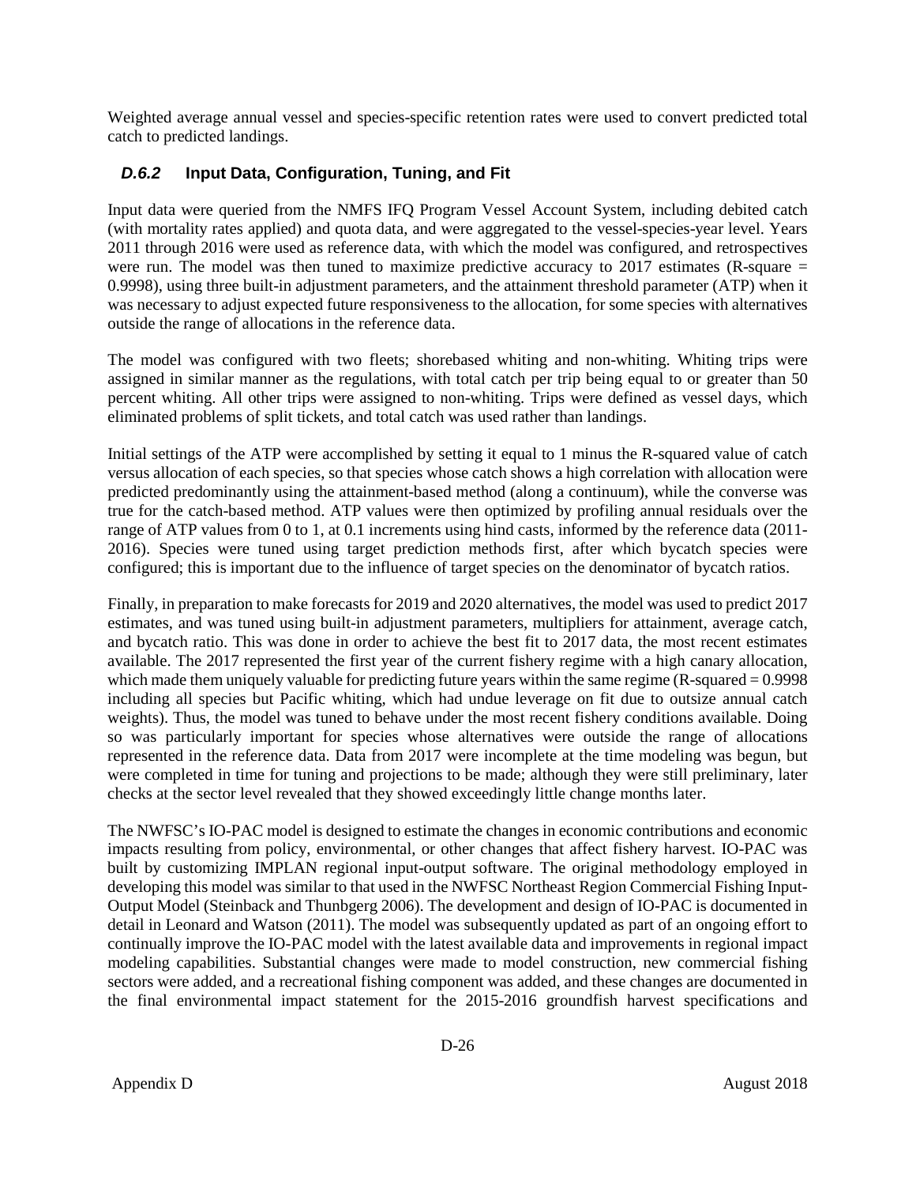Weighted average annual vessel and species-specific retention rates were used to convert predicted total catch to predicted landings.

### *D.6.2* Input Data, Configuration, Tuning, and Fit

Input data were queried from the NMFS IFQ Program Vessel Account System, including debited catch (with mortality rates applied) and quota data, and were aggregated to the vessel-species-year level. Years 2011 through 2016 were used as reference data, with which the model was configured, and retrospectives were run. The model was then tuned to maximize predictive accuracy to 2017 estimates (R-square = 0.9998), using three built-in adjustment parameters, and the attainment threshold parameter (ATP) when it was necessary to adjust expected future responsiveness to the allocation, for some species with alternatives outside the range of allocations in the reference data.

The model was configured with two fleets; shorebased whiting and non-whiting. Whiting trips were assigned in similar manner as the regulations, with total catch per trip being equal to or greater than 50 percent whiting. All other trips were assigned to non-whiting. Trips were defined as vessel days, which eliminated problems of split tickets, and total catch was used rather than landings.

Initial settings of the ATP were accomplished by setting it equal to 1 minus the R-squared value of catch versus allocation of each species, so that species whose catch shows a high correlation with allocation were predicted predominantly using the attainment-based method (along a continuum), while the converse was true for the catch-based method. ATP values were then optimized by profiling annual residuals over the range of ATP values from 0 to 1, at 0.1 increments using hind casts, informed by the reference data (2011-2016). Species were tuned using target prediction methods first, after which bycatch species were configured; this is important due to the influence of target species on the denominator of bycatch ratios.

Finally, in preparation to make forecasts for 2019 and 2020 alternatives, the model was used to predict 2017 estimates, and was tuned using built-in adjustment parameters, multipliers for attainment, average catch, and bycatch ratio. This was done in order to achieve the best fit to 2017 data, the most recent estimates available. The 2017 represented the first year of the current fishery regime with a high canary allocation, which made them uniquely valuable for predicting future years within the same regime (R-squared = 0.9998 including all species but Pacific whiting, which had undue leverage on fit due to outsize annual catch weights). Thus, the model was tuned to behave under the most recent fishery conditions available. Doing so was particularly important for species whose alternatives were outside the range of allocations represented in the reference data. Data from 2017 were incomplete at the time modeling was begun, but were completed in time for tuning and projections to be made; although they were still preliminary, later checks at the sector level revealed that they showed exceedingly little change months later.

The NWFSC's IO-PAC model is designed to estimate the changes in economic contributions and economic impacts resulting from policy, environmental, or other changes that affect fishery harvest. IO-PAC was built by customizing IMPLAN regional input-output software. The original methodology employed in developing this model was similar to that used in the NWFSC Northeast Region Commercial Fishing Input-Output Model (Steinback and Thunbgerg 2006). The development and design of IO-PAC is documented in detail in Leonard and Watson (2011). The model was subsequently updated as part of an ongoing effort to continually improve the IO-PAC model with the latest available data and improvements in regional impact modeling capabilities. Substantial changes were made to model construction, new commercial fishing sectors were added, and a recreational fishing component was added, and these changes are documented in the final environmental impact statement for the 2015-2016 groundfish harvest specifications and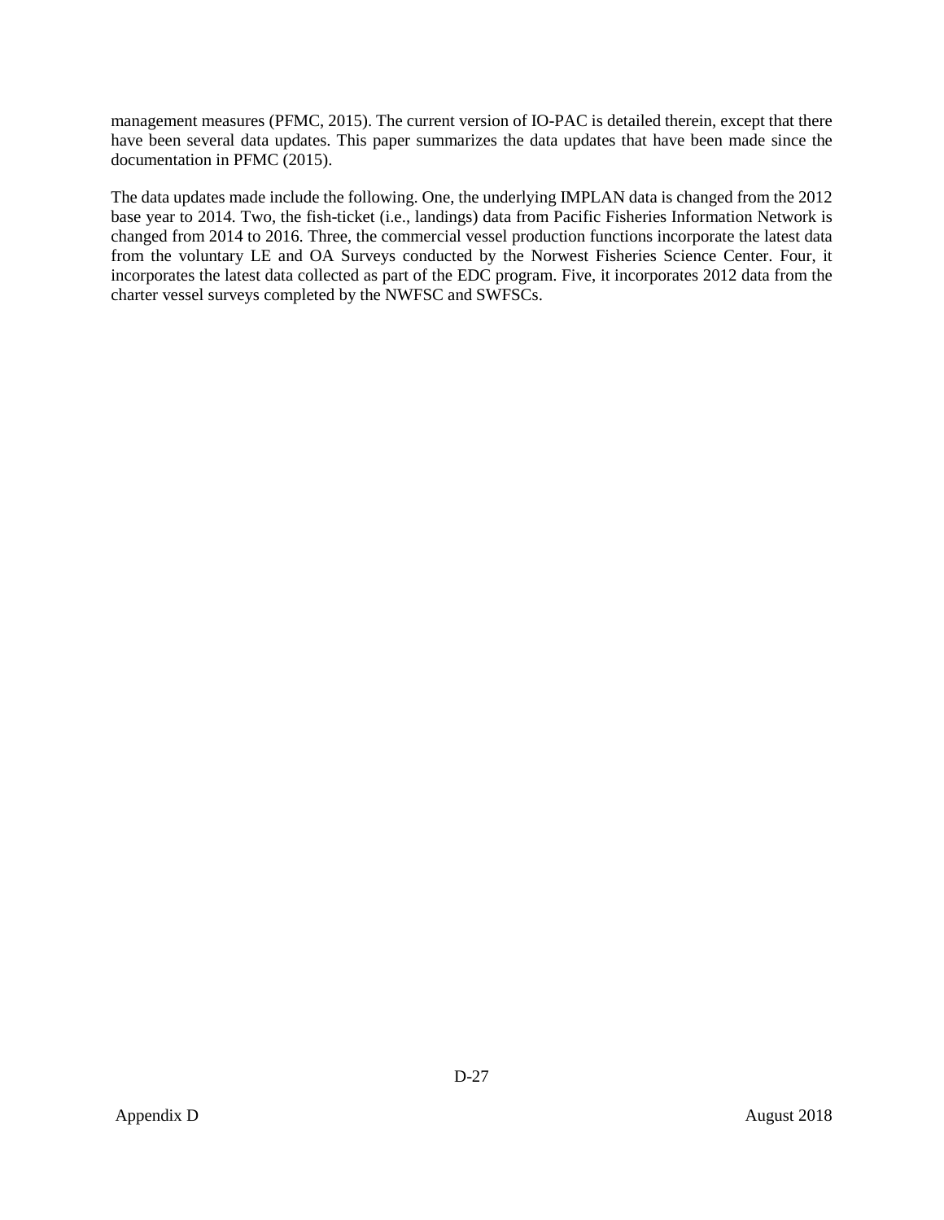management measures (PFMC, 2015). The current version of IO-PAC is detailed therein, except that there have been several data updates. This paper summarizes the data updates that have been made since the documentation in PFMC (2015).

The data updates made include the following. One, the underlying IMPLAN data is changed from the 2012 base year to 2014. Two, the fish-ticket (i.e., landings) data from Pacific Fisheries Information Network is changed from 2014 to 2016. Three, the commercial vessel production functions incorporate the latest data from the voluntary LE and OA Surveys conducted by the Norwest Fisheries Science Center. Four, it incorporates the latest data collected as part of the EDC program. Five, it incorporates 2012 data from the charter vessel surveys completed by the NWFSC and SWFSCs.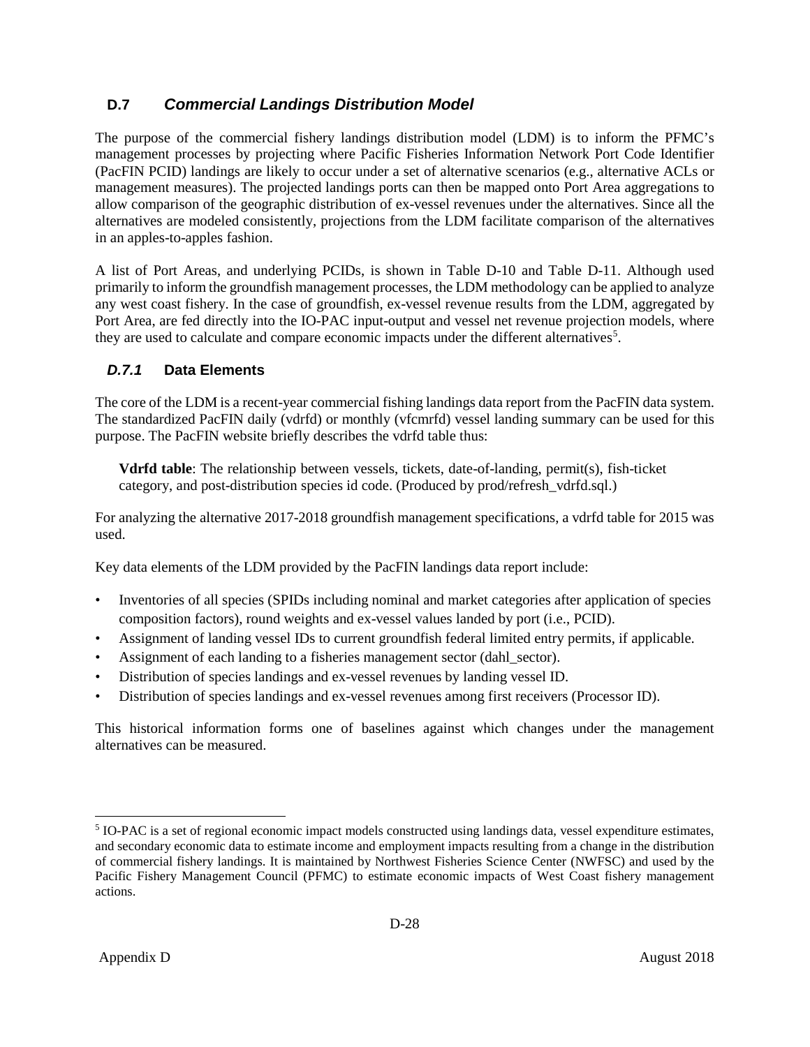## D.7 *Commercial Landings Distribution Model*

The purpose of the commercial fishery landings distribution model (LDM) is to inform the PFMC's management processes by projecting where Pacific Fisheries Information Network Port Code Identifier (PacFIN PCID) landings are likely to occur under a set of alternative scenarios (e.g., alternative ACLs or management measures). The projected landings ports can then be mapped onto Port Area aggregations to allow comparison of the geographic distribution of ex-vessel revenues under the alternatives. Since all the alternatives are modeled consistently, projections from the LDM facilitate comparison of the alternatives in an apples-to-apples fashion.

A list of Port Areas, and underlying PCIDs, is shown in Table D-10 and Table D-11. Although used primarily to inform the groundfish management processes, the LDM methodology can be applied to analyze any west coast fishery. In the case of groundfish, ex-vessel revenue results from the LDM, aggregated by Port Area, are fed directly into the IO-PAC input-output and vessel net revenue projection models, where they are used to calculate and compare economic impacts under the different alternatives[5].

### *D.7.1* Data Elements

The core of the LDM is a recent-year commercial fishing landings data report from the PacFIN data system. The standardized PacFIN daily (vdrfd) or monthly (vfcmrfd) vessel landing summary can be used for this purpose. The PacFIN website briefly describes the vdrfd table thus:

> **Vdrfd table**: The relationship between vessels, tickets, date-of-landing, permit(s), fish-ticket category, and post-distribution species id code. (Produced by prod/refresh_vdrfd.sql.)

For analyzing the alternative 2017-2018 groundfish management specifications, a vdrfd table for 2015 was used.

Key data elements of the LDM provided by the PacFIN landings data report include:

- Inventories of all species (SPIDs including nominal and market categories after application of species composition factors), round weights and ex-vessel values landed by port (i.e., PCID).
- Assignment of landing vessel IDs to current groundfish federal limited entry permits, if applicable.
- Assignment of each landing to a fisheries management sector (dahl_sector).
- Distribution of species landings and ex-vessel revenues by landing vessel ID.
- Distribution of species landings and ex-vessel revenues among first receivers (Processor ID).

This historical information forms one of baselines against which changes under the management alternatives can be measured.

---

[5] IO-PAC is a set of regional economic impact models constructed using landings data, vessel expenditure estimates, and secondary economic data to estimate income and employment impacts resulting from a change in the distribution of commercial fishery landings. It is maintained by Northwest Fisheries Science Center (NWFSC) and used by the Pacific Fishery Management Council (PFMC) to estimate economic impacts of West Coast fishery management actions.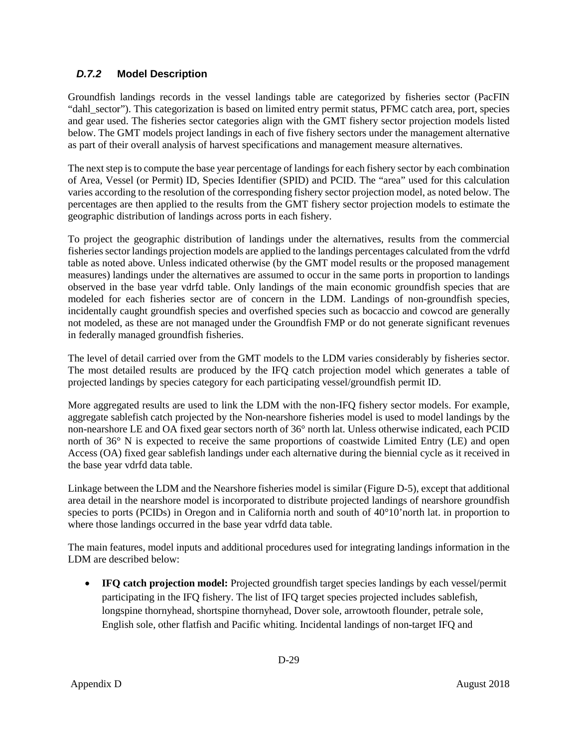### *D.7.2* Model Description

Groundfish landings records in the vessel landings table are categorized by fisheries sector (PacFIN "dahl_sector"). This categorization is based on limited entry permit status, PFMC catch area, port, species and gear used. The fisheries sector categories align with the GMT fishery sector projection models listed below. The GMT models project landings in each of five fishery sectors under the management alternative as part of their overall analysis of harvest specifications and management measure alternatives.

The next step is to compute the base year percentage of landings for each fishery sector by each combination of Area, Vessel (or Permit) ID, Species Identifier (SPID) and PCID. The "area" used for this calculation varies according to the resolution of the corresponding fishery sector projection model, as noted below. The percentages are then applied to the results from the GMT fishery sector projection models to estimate the geographic distribution of landings across ports in each fishery.

To project the geographic distribution of landings under the alternatives, results from the commercial fisheries sector landings projection models are applied to the landings percentages calculated from the vdrfd table as noted above. Unless indicated otherwise (by the GMT model results or the proposed management measures) landings under the alternatives are assumed to occur in the same ports in proportion to landings observed in the base year vdrfd table. Only landings of the main economic groundfish species that are modeled for each fisheries sector are of concern in the LDM. Landings of non-groundfish species, incidentally caught groundfish species and overfished species such as bocaccio and cowcod are generally not modeled, as these are not managed under the Groundfish FMP or do not generate significant revenues in federally managed groundfish fisheries.

The level of detail carried over from the GMT models to the LDM varies considerably by fisheries sector. The most detailed results are produced by the IFQ catch projection model which generates a table of projected landings by species category for each participating vessel/groundfish permit ID.

More aggregated results are used to link the LDM with the non-IFQ fishery sector models. For example, aggregate sablefish catch projected by the Non-nearshore fisheries model is used to model landings by the non-nearshore LE and OA fixed gear sectors north of 36° north lat. Unless otherwise indicated, each PCID north of 36° N is expected to receive the same proportions of coastwide Limited Entry (LE) and open Access (OA) fixed gear sablefish landings under each alternative during the biennial cycle as it received in the base year vdrfd data table.

Linkage between the LDM and the Nearshore fisheries model is similar (Figure D-5), except that additional area detail in the nearshore model is incorporated to distribute projected landings of nearshore groundfish species to ports (PCIDs) in Oregon and in California north and south of 40°10'north lat. in proportion to where those landings occurred in the base year vdrfd data table.

The main features, model inputs and additional procedures used for integrating landings information in the LDM are described below:

- **IFQ catch projection model:** Projected groundfish target species landings by each vessel/permit participating in the IFQ fishery. The list of IFQ target species projected includes sablefish, longspine thornyhead, shortspine thornyhead, Dover sole, arrowtooth flounder, petrale sole, English sole, other flatfish and Pacific whiting. Incidental landings of non-target IFQ and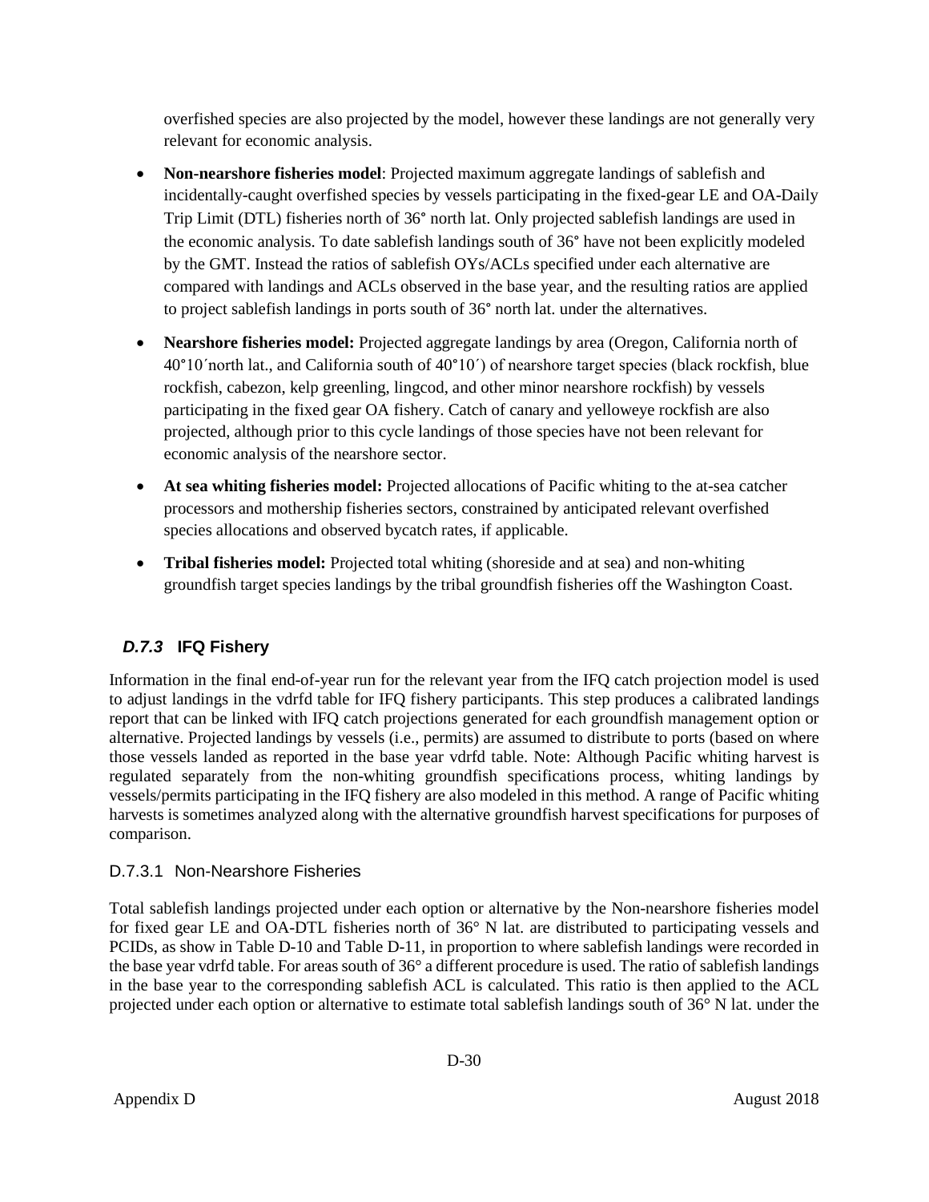overfished species are also projected by the model, however these landings are not generally very relevant for economic analysis.

- **Non-nearshore fisheries model**: Projected maximum aggregate landings of sablefish and incidentally-caught overfished species by vessels participating in the fixed-gear LE and OA-Daily Trip Limit (DTL) fisheries north of 36° north lat. Only projected sablefish landings are used in the economic analysis. To date sablefish landings south of 36° have not been explicitly modeled by the GMT. Instead the ratios of sablefish OYs/ACLs specified under each alternative are compared with landings and ACLs observed in the base year, and the resulting ratios are applied to project sablefish landings in ports south of 36° north lat. under the alternatives.
- **Nearshore fisheries model:** Projected aggregate landings by area (Oregon, California north of 40°10´north lat., and California south of 40°10´) of nearshore target species (black rockfish, blue rockfish, cabezon, kelp greenling, lingcod, and other minor nearshore rockfish) by vessels participating in the fixed gear OA fishery. Catch of canary and yelloweye rockfish are also projected, although prior to this cycle landings of those species have not been relevant for economic analysis of the nearshore sector.
- **At sea whiting fisheries model:** Projected allocations of Pacific whiting to the at-sea catcher processors and mothership fisheries sectors, constrained by anticipated relevant overfished species allocations and observed bycatch rates, if applicable.
- **Tribal fisheries model:** Projected total whiting (shoreside and at sea) and non-whiting groundfish target species landings by the tribal groundfish fisheries off the Washington Coast.

### *D.7.3* IFQ Fishery

Information in the final end-of-year run for the relevant year from the IFQ catch projection model is used to adjust landings in the vdrfd table for IFQ fishery participants. This step produces a calibrated landings report that can be linked with IFQ catch projections generated for each groundfish management option or alternative. Projected landings by vessels (i.e., permits) are assumed to distribute to ports (based on where those vessels landed as reported in the base year vdrfd table. Note: Although Pacific whiting harvest is regulated separately from the non-whiting groundfish specifications process, whiting landings by vessels/permits participating in the IFQ fishery are also modeled in this method. A range of Pacific whiting harvests is sometimes analyzed along with the alternative groundfish harvest specifications for purposes of comparison.

#### D.7.3.1 Non-Nearshore Fisheries

Total sablefish landings projected under each option or alternative by the Non-nearshore fisheries model for fixed gear LE and OA-DTL fisheries north of 36° N lat. are distributed to participating vessels and PCIDs, as show in Table D-10 and Table D-11, in proportion to where sablefish landings were recorded in the base year vdrfd table. For areas south of 36° a different procedure is used. The ratio of sablefish landings in the base year to the corresponding sablefish ACL is calculated. This ratio is then applied to the ACL projected under each option or alternative to estimate total sablefish landings south of 36° N lat. under the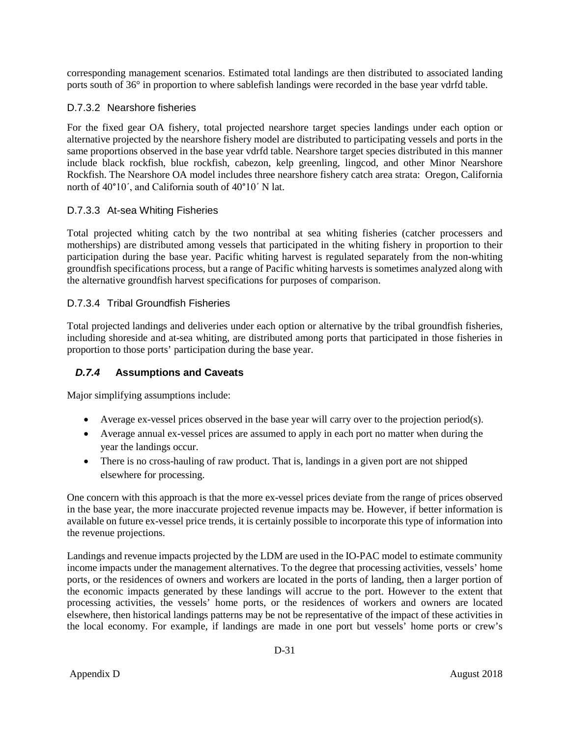corresponding management scenarios. Estimated total landings are then distributed to associated landing ports south of 36° in proportion to where sablefish landings were recorded in the base year vdrfd table.

#### D.7.3.2 Nearshore fisheries

For the fixed gear OA fishery, total projected nearshore target species landings under each option or alternative projected by the nearshore fishery model are distributed to participating vessels and ports in the same proportions observed in the base year vdrfd table. Nearshore target species distributed in this manner include black rockfish, blue rockfish, cabezon, kelp greenling, lingcod, and other Minor Nearshore Rockfish. The Nearshore OA model includes three nearshore fishery catch area strata: Oregon, California north of 40°10´, and California south of 40°10´ N lat.

#### D.7.3.3 At-sea Whiting Fisheries

Total projected whiting catch by the two nontribal at sea whiting fisheries (catcher processers and motherships) are distributed among vessels that participated in the whiting fishery in proportion to their participation during the base year. Pacific whiting harvest is regulated separately from the non-whiting groundfish specifications process, but a range of Pacific whiting harvests is sometimes analyzed along with the alternative groundfish harvest specifications for purposes of comparison.

#### D.7.3.4 Tribal Groundfish Fisheries

Total projected landings and deliveries under each option or alternative by the tribal groundfish fisheries, including shoreside and at-sea whiting, are distributed among ports that participated in those fisheries in proportion to those ports' participation during the base year.

### *D.7.4* Assumptions and Caveats

Major simplifying assumptions include:

- Average ex-vessel prices observed in the base year will carry over to the projection period(s).
- Average annual ex-vessel prices are assumed to apply in each port no matter when during the year the landings occur.
- There is no cross-hauling of raw product. That is, landings in a given port are not shipped elsewhere for processing.

One concern with this approach is that the more ex-vessel prices deviate from the range of prices observed in the base year, the more inaccurate projected revenue impacts may be. However, if better information is available on future ex-vessel price trends, it is certainly possible to incorporate this type of information into the revenue projections.

Landings and revenue impacts projected by the LDM are used in the IO-PAC model to estimate community income impacts under the management alternatives. To the degree that processing activities, vessels' home ports, or the residences of owners and workers are located in the ports of landing, then a larger portion of the economic impacts generated by these landings will accrue to the port. However to the extent that processing activities, the vessels' home ports, or the residences of workers and owners are located elsewhere, then historical landings patterns may be not be representative of the impact of these activities in the local economy. For example, if landings are made in one port but vessels' home ports or crew's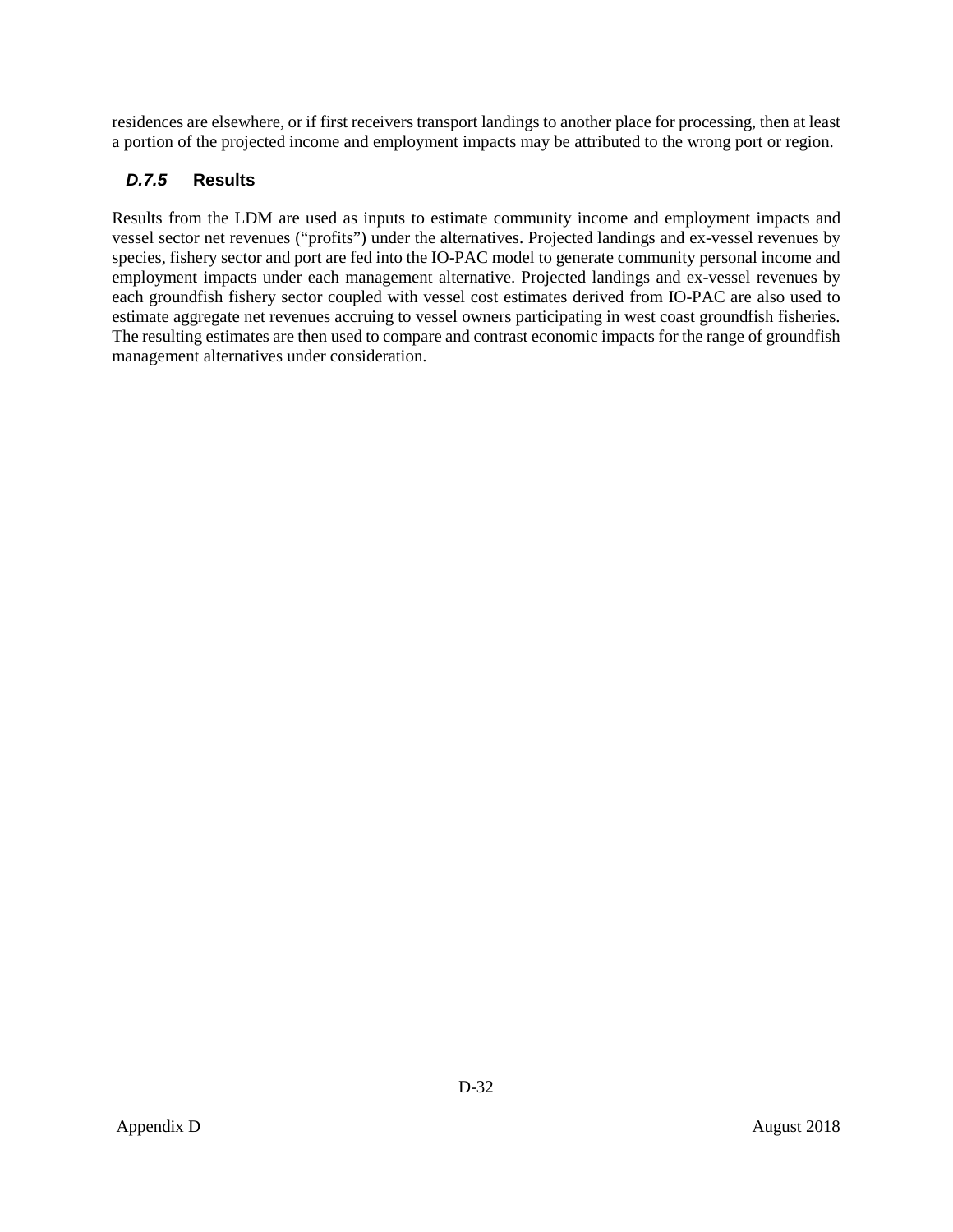residences are elsewhere, or if first receivers transport landings to another place for processing, then at least a portion of the projected income and employment impacts may be attributed to the wrong port or region.

### *D.7.5* Results

Results from the LDM are used as inputs to estimate community income and employment impacts and vessel sector net revenues ("profits") under the alternatives. Projected landings and ex-vessel revenues by species, fishery sector and port are fed into the IO-PAC model to generate community personal income and employment impacts under each management alternative. Projected landings and ex-vessel revenues by each groundfish fishery sector coupled with vessel cost estimates derived from IO-PAC are also used to estimate aggregate net revenues accruing to vessel owners participating in west coast groundfish fisheries. The resulting estimates are then used to compare and contrast economic impacts for the range of groundfish management alternatives under consideration.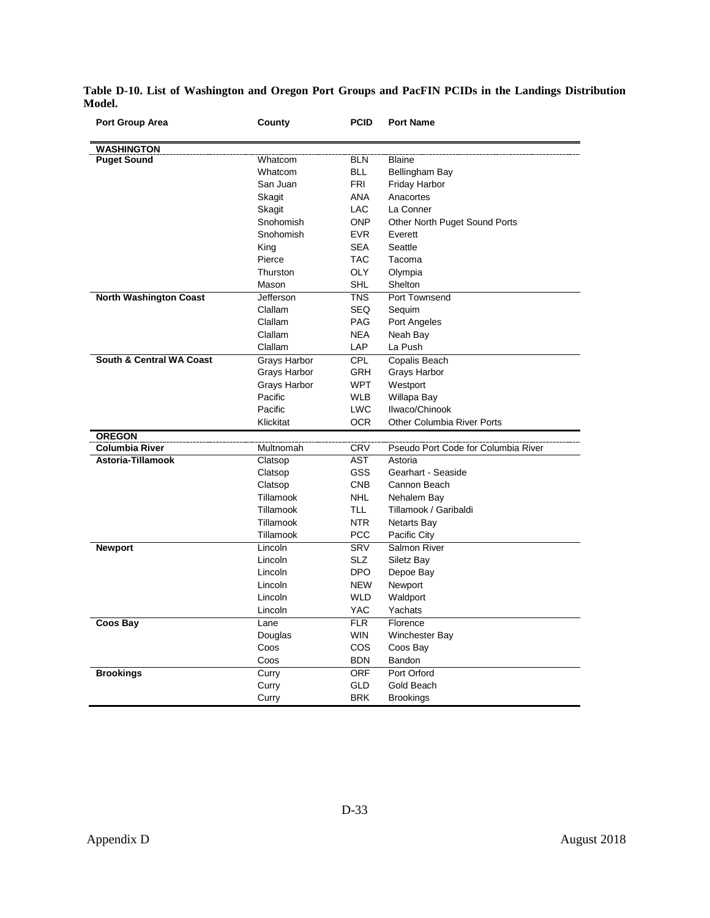**Table D-10. List of Washington and Oregon Port Groups and PacFIN PCIDs in the Landings Distribution Model.**

| Port Group Area | County | PCID | Port Name |
|---|---|---|---|
| **WASHINGTON** | | | |
| **Puget Sound** | Whatcom | BLN | Blaine |
| | Whatcom | BLL | Bellingham Bay |
| | San Juan | FRI | Friday Harbor |
| | Skagit | ANA | Anacortes |
| | Skagit | LAC | La Conner |
| | Snohomish | ONP | Other North Puget Sound Ports |
| | Snohomish | EVR | Everett |
| | King | SEA | Seattle |
| | Pierce | TAC | Tacoma |
| | Thurston | OLY | Olympia |
| | Mason | SHL | Shelton |
| **North Washington Coast** | Jefferson | TNS | Port Townsend |
| | Clallam | SEQ | Sequim |
| | Clallam | PAG | Port Angeles |
| | Clallam | NEA | Neah Bay |
| | Clallam | LAP | La Push |
| **South & Central WA Coast** | Grays Harbor | CPL | Copalis Beach |
| | Grays Harbor | GRH | Grays Harbor |
| | Grays Harbor | WPT | Westport |
| | Pacific | WLB | Willapa Bay |
| | Pacific | LWC | Ilwaco/Chinook |
| | Klickitat | OCR | Other Columbia River Ports |
| **OREGON** | | | |
| **Columbia River** | Multnomah | CRV | Pseudo Port Code for Columbia River |
| **Astoria-Tillamook** | Clatsop | AST | Astoria |
| | Clatsop | GSS | Gearhart - Seaside |
| | Clatsop | CNB | Cannon Beach |
| | Tillamook | NHL | Nehalem Bay |
| | Tillamook | TLL | Tillamook / Garibaldi |
| | Tillamook | NTR | Netarts Bay |
| | Tillamook | PCC | Pacific City |
| **Newport** | Lincoln | SRV | Salmon River |
| | Lincoln | SLZ | Siletz Bay |
| | Lincoln | DPO | Depoe Bay |
| | Lincoln | NEW | Newport |
| | Lincoln | WLD | Waldport |
| | Lincoln | YAC | Yachats |
| **Coos Bay** | Lane | FLR | Florence |
| | Douglas | WIN | Winchester Bay |
| | Coos | COS | Coos Bay |
| | Coos | BDN | Bandon |
| **Brookings** | Curry | ORF | Port Orford |
| | Curry | GLD | Gold Beach |
| | Curry | BRK | Brookings |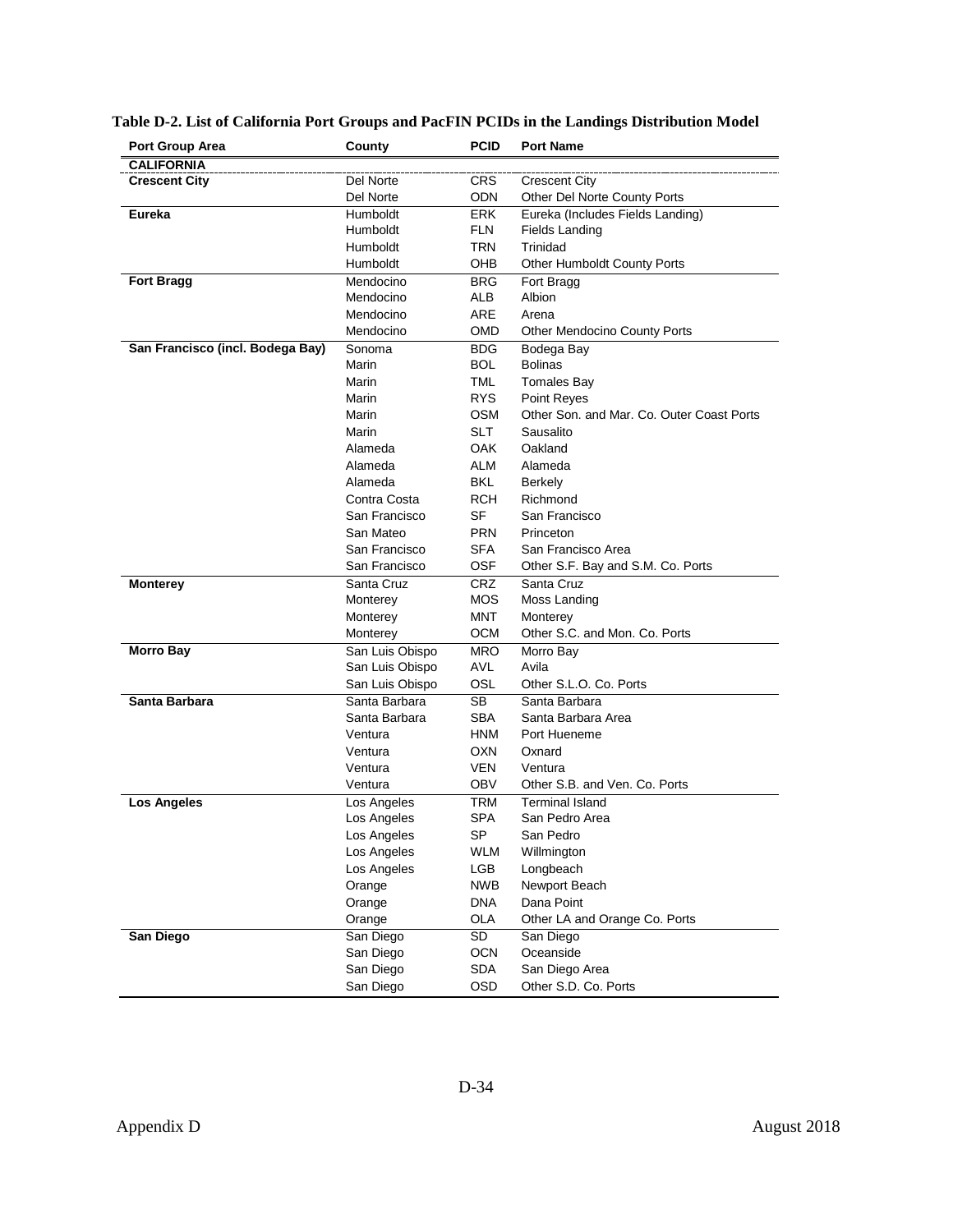**Table D-2. List of California Port Groups and PacFIN PCIDs in the Landings Distribution Model**

| Port Group Area | County | PCID | Port Name |
|---|---|---|---|
| **CALIFORNIA** | | | |
| **Crescent City** | Del Norte | CRS | Crescent City |
| | Del Norte | ODN | Other Del Norte County Ports |
| **Eureka** | Humboldt | ERK | Eureka (Includes Fields Landing) |
| | Humboldt | FLN | Fields Landing |
| | Humboldt | TRN | Trinidad |
| | Humboldt | OHB | Other Humboldt County Ports |
| **Fort Bragg** | Mendocino | BRG | Fort Bragg |
| | Mendocino | ALB | Albion |
| | Mendocino | ARE | Arena |
| | Mendocino | OMD | Other Mendocino County Ports |
| **San Francisco (incl. Bodega Bay)** | Sonoma | BDG | Bodega Bay |
| | Marin | BOL | Bolinas |
| | Marin | TML | Tomales Bay |
| | Marin | RYS | Point Reyes |
| | Marin | OSM | Other Son. and Mar. Co. Outer Coast Ports |
| | Marin | SLT | Sausalito |
| | Alameda | OAK | Oakland |
| | Alameda | ALM | Alameda |
| | Alameda | BKL | Berkely |
| | Contra Costa | RCH | Richmond |
| | San Francisco | SF | San Francisco |
| | San Mateo | PRN | Princeton |
| | San Francisco | SFA | San Francisco Area |
| | San Francisco | OSF | Other S.F. Bay and S.M. Co. Ports |
| **Monterey** | Santa Cruz | CRZ | Santa Cruz |
| | Monterey | MOS | Moss Landing |
| | Monterey | MNT | Monterey |
| | Monterey | OCM | Other S.C. and Mon. Co. Ports |
| **Morro Bay** | San Luis Obispo | MRO | Morro Bay |
| | San Luis Obispo | AVL | Avila |
| | San Luis Obispo | OSL | Other S.L.O. Co. Ports |
| **Santa Barbara** | Santa Barbara | SB | Santa Barbara |
| | Santa Barbara | SBA | Santa Barbara Area |
| | Ventura | HNM | Port Hueneme |
| | Ventura | OXN | Oxnard |
| | Ventura | VEN | Ventura |
| | Ventura | OBV | Other S.B. and Ven. Co. Ports |
| **Los Angeles** | Los Angeles | TRM | Terminal Island |
| | Los Angeles | SPA | San Pedro Area |
| | Los Angeles | SP | San Pedro |
| | Los Angeles | WLM | Willmington |
| | Los Angeles | LGB | Longbeach |
| | Orange | NWB | Newport Beach |
| | Orange | DNA | Dana Point |
| | Orange | OLA | Other LA and Orange Co. Ports |
| **San Diego** | San Diego | SD | San Diego |
| | San Diego | OCN | Oceanside |
| | San Diego | SDA | San Diego Area |
| | San Diego | OSD | Other S.D. Co. Ports |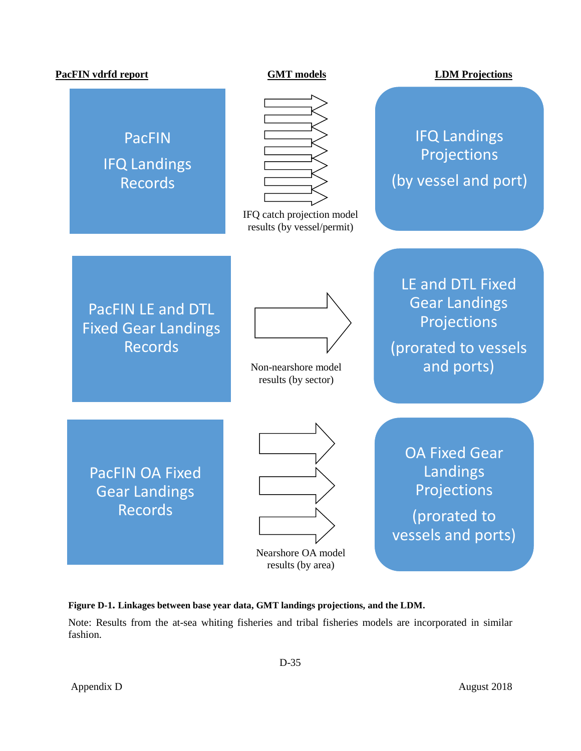| **PacFIN vdrfd report** | **GMT models** | **LDM Projections** |
|---|---|---|
| PacFIN IFQ Landings Records | IFQ catch projection model results (by vessel/permit) | IFQ Landings Projections (by vessel and port) |
| PacFIN LE and DTL Fixed Gear Landings Records | Non-nearshore model results (by sector) | LE and DTL Fixed Gear Landings Projections (prorated to vessels and ports) |
| PacFIN OA Fixed Gear Landings Records | Nearshore OA model results (by area) | OA Fixed Gear Landings Projections (prorated to vessels and ports) |

**Figure D-1. Linkages between base year data, GMT landings projections, and the LDM.**

Note: Results from the at-sea whiting fisheries and tribal fisheries models are incorporated in similar fashion.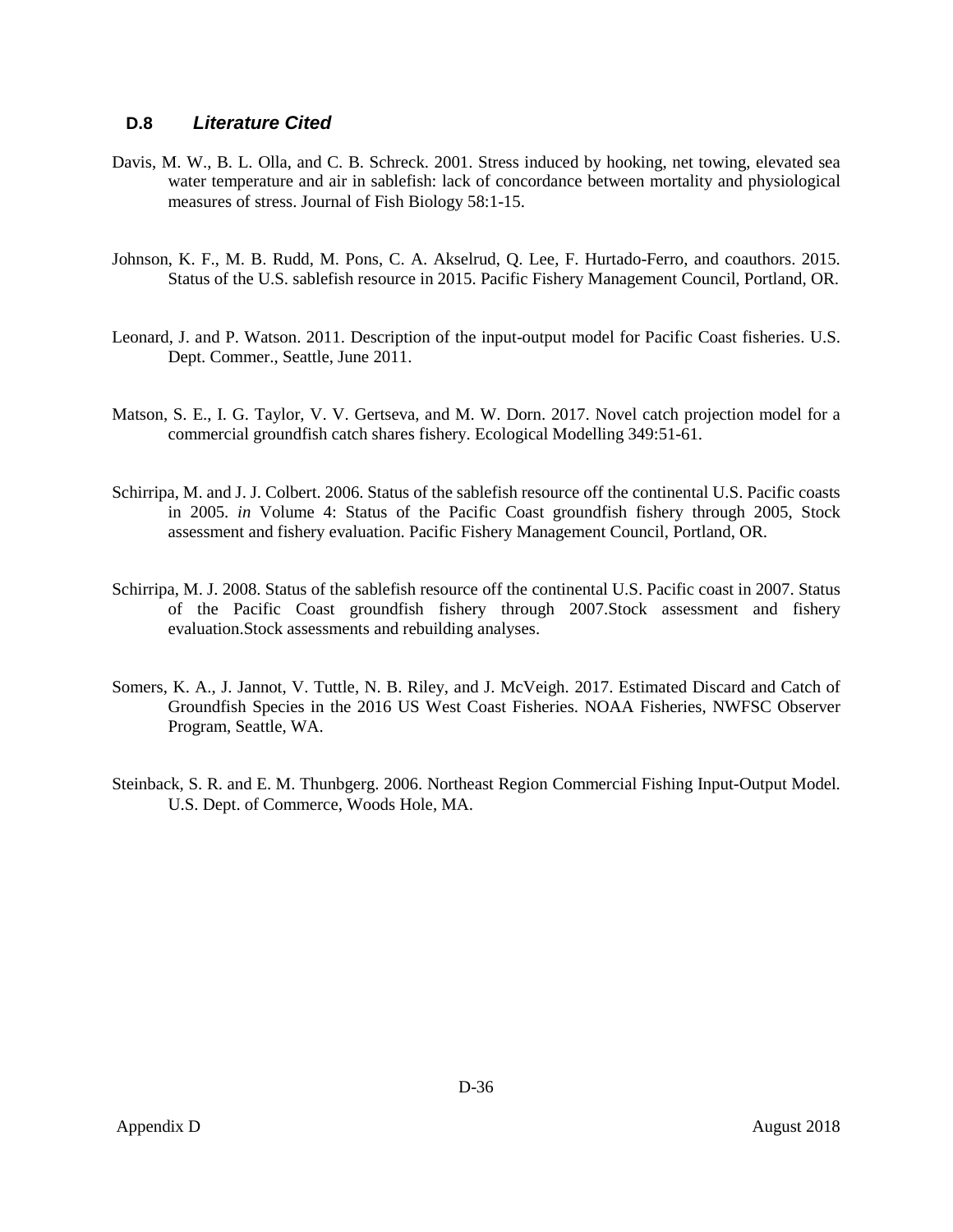## D.8 *Literature Cited*

Davis, M. W., B. L. Olla, and C. B. Schreck. 2001. Stress induced by hooking, net towing, elevated sea water temperature and air in sablefish: lack of concordance between mortality and physiological measures of stress. Journal of Fish Biology 58:1-15.

Johnson, K. F., M. B. Rudd, M. Pons, C. A. Akselrud, Q. Lee, F. Hurtado-Ferro, and coauthors. 2015. Status of the U.S. sablefish resource in 2015. Pacific Fishery Management Council, Portland, OR.

Leonard, J. and P. Watson. 2011. Description of the input-output model for Pacific Coast fisheries. U.S. Dept. Commer., Seattle, June 2011.

Matson, S. E., I. G. Taylor, V. V. Gertseva, and M. W. Dorn. 2017. Novel catch projection model for a commercial groundfish catch shares fishery. Ecological Modelling 349:51-61.

Schirripa, M. and J. J. Colbert. 2006. Status of the sablefish resource off the continental U.S. Pacific coasts in 2005. *in* Volume 4: Status of the Pacific Coast groundfish fishery through 2005, Stock assessment and fishery evaluation. Pacific Fishery Management Council, Portland, OR.

Schirripa, M. J. 2008. Status of the sablefish resource off the continental U.S. Pacific coast in 2007. Status of the Pacific Coast groundfish fishery through 2007.Stock assessment and fishery evaluation.Stock assessments and rebuilding analyses.

Somers, K. A., J. Jannot, V. Tuttle, N. B. Riley, and J. McVeigh. 2017. Estimated Discard and Catch of Groundfish Species in the 2016 US West Coast Fisheries. NOAA Fisheries, NWFSC Observer Program, Seattle, WA.

Steinback, S. R. and E. M. Thunbgerg. 2006. Northeast Region Commercial Fishing Input-Output Model. U.S. Dept. of Commerce, Woods Hole, MA.